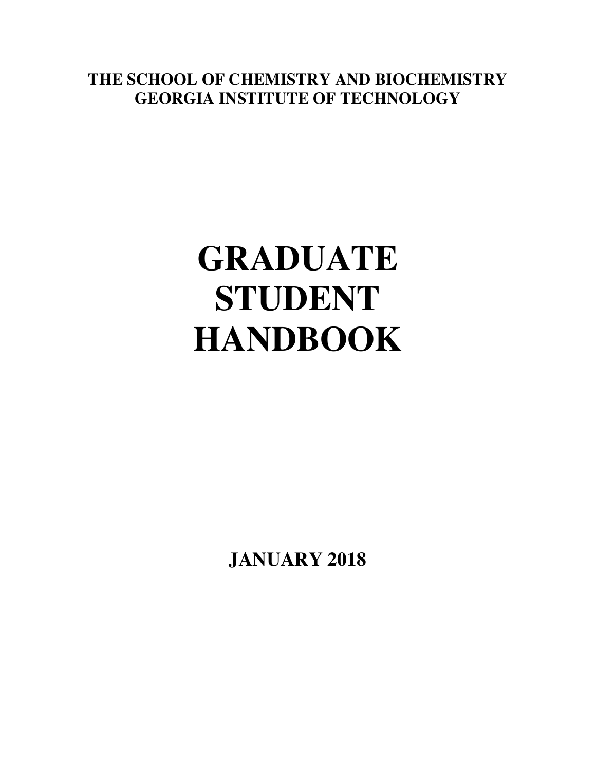**THE SCHOOL OF CHEMISTRY AND BIOCHEMISTRY**
**GEORGIA INSTITUTE OF TECHNOLOGY**

# GRADUATE STUDENT HANDBOOK

**JANUARY 2018**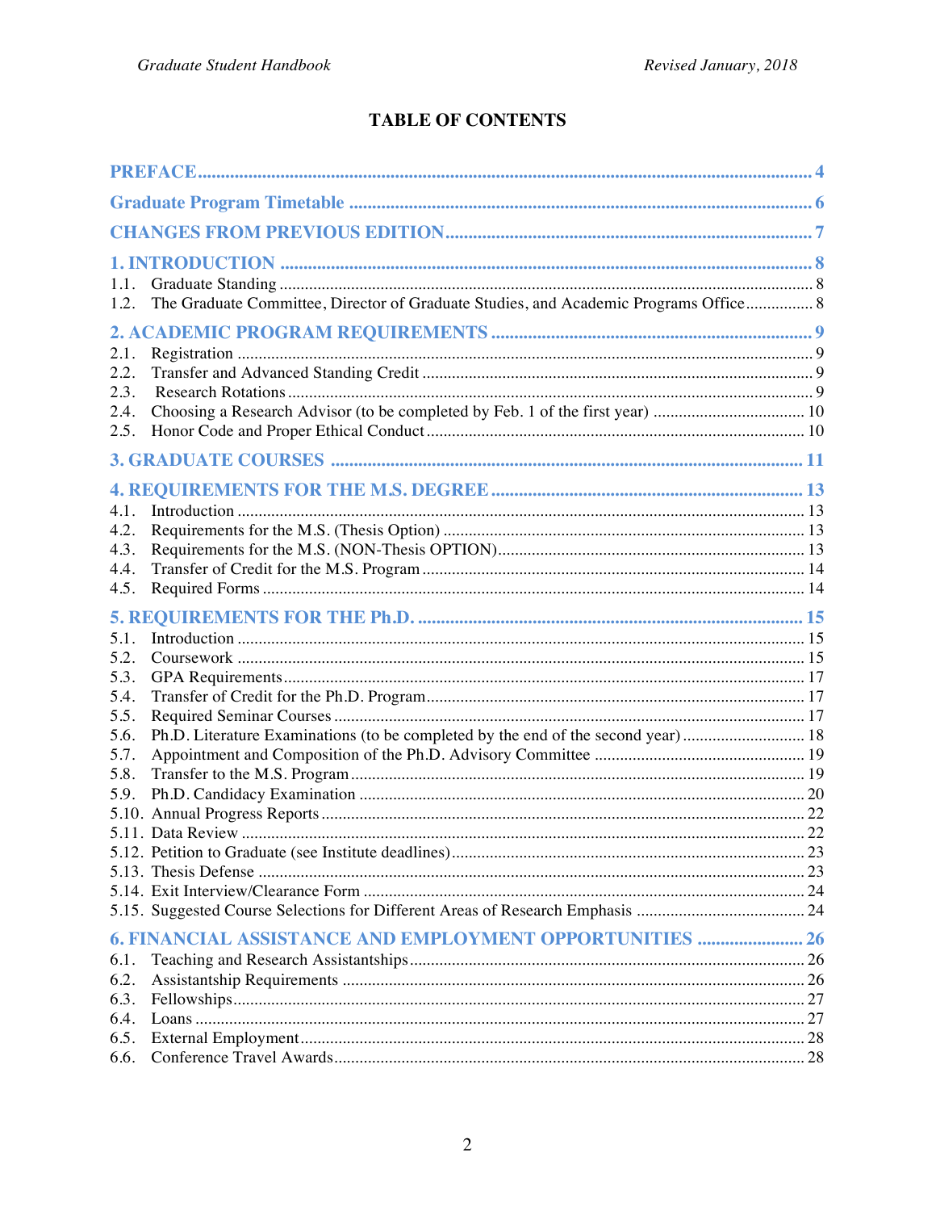# TABLE OF CONTENTS

PREFACE ........ 4

Graduate Program Timetable ........ 6

CHANGES FROM PREVIOUS EDITION ........ 7

1. INTRODUCTION ........ 8
- 1.1. Graduate Standing ........ 8
- 1.2. The Graduate Committee, Director of Graduate Studies, and Academic Programs Office ........ 8

2. ACADEMIC PROGRAM REQUIREMENTS ........ 9
- 2.1. Registration ........ 9
- 2.2. Transfer and Advanced Standing Credit ........ 9
- 2.3. Research Rotations ........ 9
- 2.4. Choosing a Research Advisor (to be completed by Feb. 1 of the first year) ........ 10
- 2.5. Honor Code and Proper Ethical Conduct ........ 10

3. GRADUATE COURSES ........ 11

4. REQUIREMENTS FOR THE M.S. DEGREE ........ 13
- 4.1. Introduction ........ 13
- 4.2. Requirements for the M.S. (Thesis Option) ........ 13
- 4.3. Requirements for the M.S. (NON-Thesis OPTION) ........ 13
- 4.4. Transfer of Credit for the M.S. Program ........ 14
- 4.5. Required Forms ........ 14

5. REQUIREMENTS FOR THE Ph.D. ........ 15
- 5.1. Introduction ........ 15
- 5.2. Coursework ........ 15
- 5.3. GPA Requirements ........ 17
- 5.4. Transfer of Credit for the Ph.D. Program ........ 17
- 5.5. Required Seminar Courses ........ 17
- 5.6. Ph.D. Literature Examinations (to be completed by the end of the second year) ........ 18
- 5.7. Appointment and Composition of the Ph.D. Advisory Committee ........ 19
- 5.8. Transfer to the M.S. Program ........ 19
- 5.9. Ph.D. Candidacy Examination ........ 20
- 5.10. Annual Progress Reports ........ 22
- 5.11. Data Review ........ 22
- 5.12. Petition to Graduate (see Institute deadlines) ........ 23
- 5.13. Thesis Defense ........ 23
- 5.14. Exit Interview/Clearance Form ........ 24
- 5.15. Suggested Course Selections for Different Areas of Research Emphasis ........ 24

6. FINANCIAL ASSISTANCE AND EMPLOYMENT OPPORTUNITIES ........ 26
- 6.1. Teaching and Research Assistantships ........ 26
- 6.2. Assistantship Requirements ........ 26
- 6.3. Fellowships ........ 27
- 6.4. Loans ........ 27
- 6.5. External Employment ........ 28
- 6.6. Conference Travel Awards ........ 28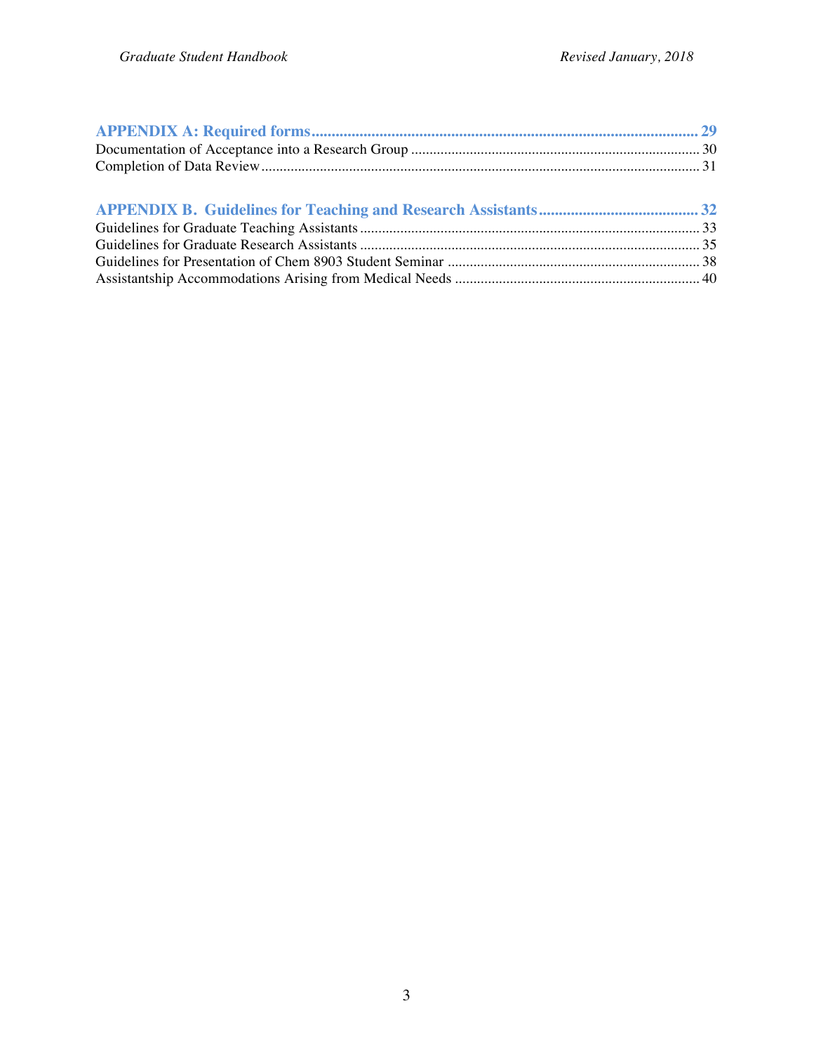**APPENDIX A: Required forms ........................................................................................ 29**

Documentation of Acceptance into a Research Group ............................................................... 30

Completion of Data Review ........................................................................................................ 31

**APPENDIX B. Guidelines for Teaching and Research Assistants ........................................ 32**

Guidelines for Graduate Teaching Assistants ............................................................................ 33

Guidelines for Graduate Research Assistants ............................................................................ 35

Guidelines for Presentation of Chem 8903 Student Seminar ..................................................... 38

Assistantship Accommodations Arising from Medical Needs ................................................... 40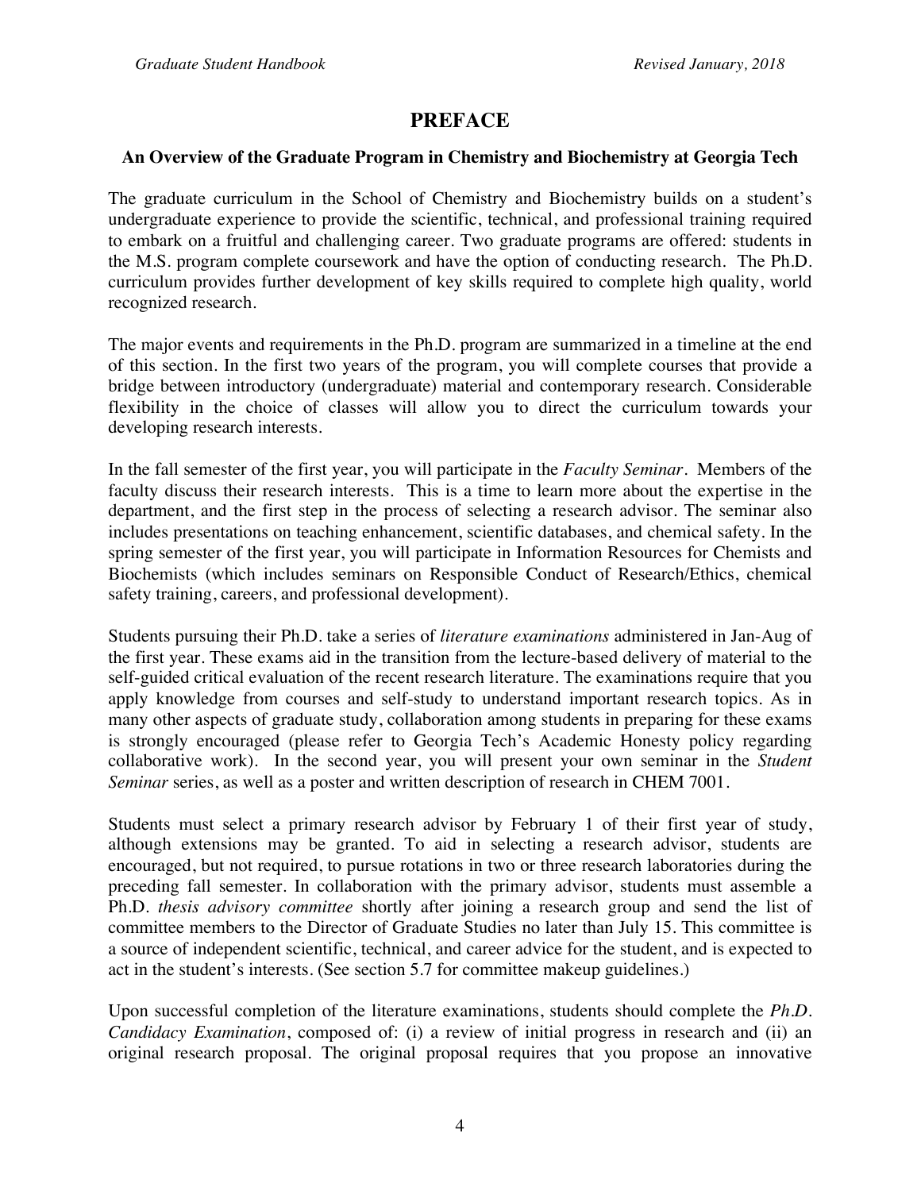# PREFACE

## An Overview of the Graduate Program in Chemistry and Biochemistry at Georgia Tech

The graduate curriculum in the School of Chemistry and Biochemistry builds on a student's undergraduate experience to provide the scientific, technical, and professional training required to embark on a fruitful and challenging career. Two graduate programs are offered: students in the M.S. program complete coursework and have the option of conducting research. The Ph.D. curriculum provides further development of key skills required to complete high quality, world recognized research.

The major events and requirements in the Ph.D. program are summarized in a timeline at the end of this section. In the first two years of the program, you will complete courses that provide a bridge between introductory (undergraduate) material and contemporary research. Considerable flexibility in the choice of classes will allow you to direct the curriculum towards your developing research interests.

In the fall semester of the first year, you will participate in the *Faculty Seminar*. Members of the faculty discuss their research interests. This is a time to learn more about the expertise in the department, and the first step in the process of selecting a research advisor. The seminar also includes presentations on teaching enhancement, scientific databases, and chemical safety. In the spring semester of the first year, you will participate in Information Resources for Chemists and Biochemists (which includes seminars on Responsible Conduct of Research/Ethics, chemical safety training, careers, and professional development).

Students pursuing their Ph.D. take a series of *literature examinations* administered in Jan-Aug of the first year. These exams aid in the transition from the lecture-based delivery of material to the self-guided critical evaluation of the recent research literature. The examinations require that you apply knowledge from courses and self-study to understand important research topics. As in many other aspects of graduate study, collaboration among students in preparing for these exams is strongly encouraged (please refer to Georgia Tech's Academic Honesty policy regarding collaborative work). In the second year, you will present your own seminar in the *Student Seminar* series, as well as a poster and written description of research in CHEM 7001.

Students must select a primary research advisor by February 1 of their first year of study, although extensions may be granted. To aid in selecting a research advisor, students are encouraged, but not required, to pursue rotations in two or three research laboratories during the preceding fall semester. In collaboration with the primary advisor, students must assemble a Ph.D. *thesis advisory committee* shortly after joining a research group and send the list of committee members to the Director of Graduate Studies no later than July 15. This committee is a source of independent scientific, technical, and career advice for the student, and is expected to act in the student's interests. (See section 5.7 for committee makeup guidelines.)

Upon successful completion of the literature examinations, students should complete the *Ph.D. Candidacy Examination*, composed of: (i) a review of initial progress in research and (ii) an original research proposal. The original proposal requires that you propose an innovative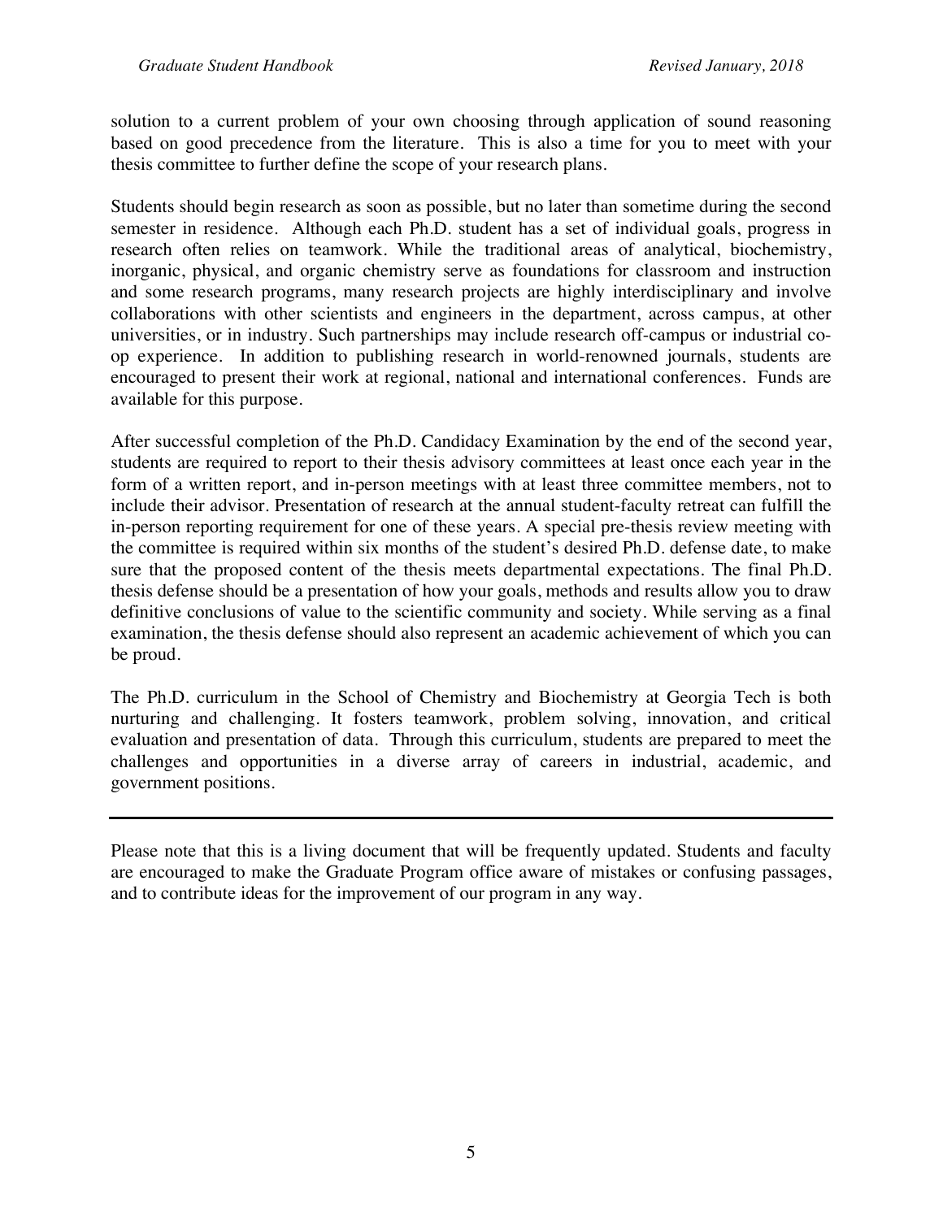solution to a current problem of your own choosing through application of sound reasoning based on good precedence from the literature. This is also a time for you to meet with your thesis committee to further define the scope of your research plans.

Students should begin research as soon as possible, but no later than sometime during the second semester in residence. Although each Ph.D. student has a set of individual goals, progress in research often relies on teamwork. While the traditional areas of analytical, biochemistry, inorganic, physical, and organic chemistry serve as foundations for classroom and instruction and some research programs, many research projects are highly interdisciplinary and involve collaborations with other scientists and engineers in the department, across campus, at other universities, or in industry. Such partnerships may include research off-campus or industrial co-op experience. In addition to publishing research in world-renowned journals, students are encouraged to present their work at regional, national and international conferences. Funds are available for this purpose.

After successful completion of the Ph.D. Candidacy Examination by the end of the second year, students are required to report to their thesis advisory committees at least once each year in the form of a written report, and in-person meetings with at least three committee members, not to include their advisor. Presentation of research at the annual student-faculty retreat can fulfill the in-person reporting requirement for one of these years. A special pre-thesis review meeting with the committee is required within six months of the student's desired Ph.D. defense date, to make sure that the proposed content of the thesis meets departmental expectations. The final Ph.D. thesis defense should be a presentation of how your goals, methods and results allow you to draw definitive conclusions of value to the scientific community and society. While serving as a final examination, the thesis defense should also represent an academic achievement of which you can be proud.

The Ph.D. curriculum in the School of Chemistry and Biochemistry at Georgia Tech is both nurturing and challenging. It fosters teamwork, problem solving, innovation, and critical evaluation and presentation of data. Through this curriculum, students are prepared to meet the challenges and opportunities in a diverse array of careers in industrial, academic, and government positions.

---

Please note that this is a living document that will be frequently updated. Students and faculty are encouraged to make the Graduate Program office aware of mistakes or confusing passages, and to contribute ideas for the improvement of our program in any way.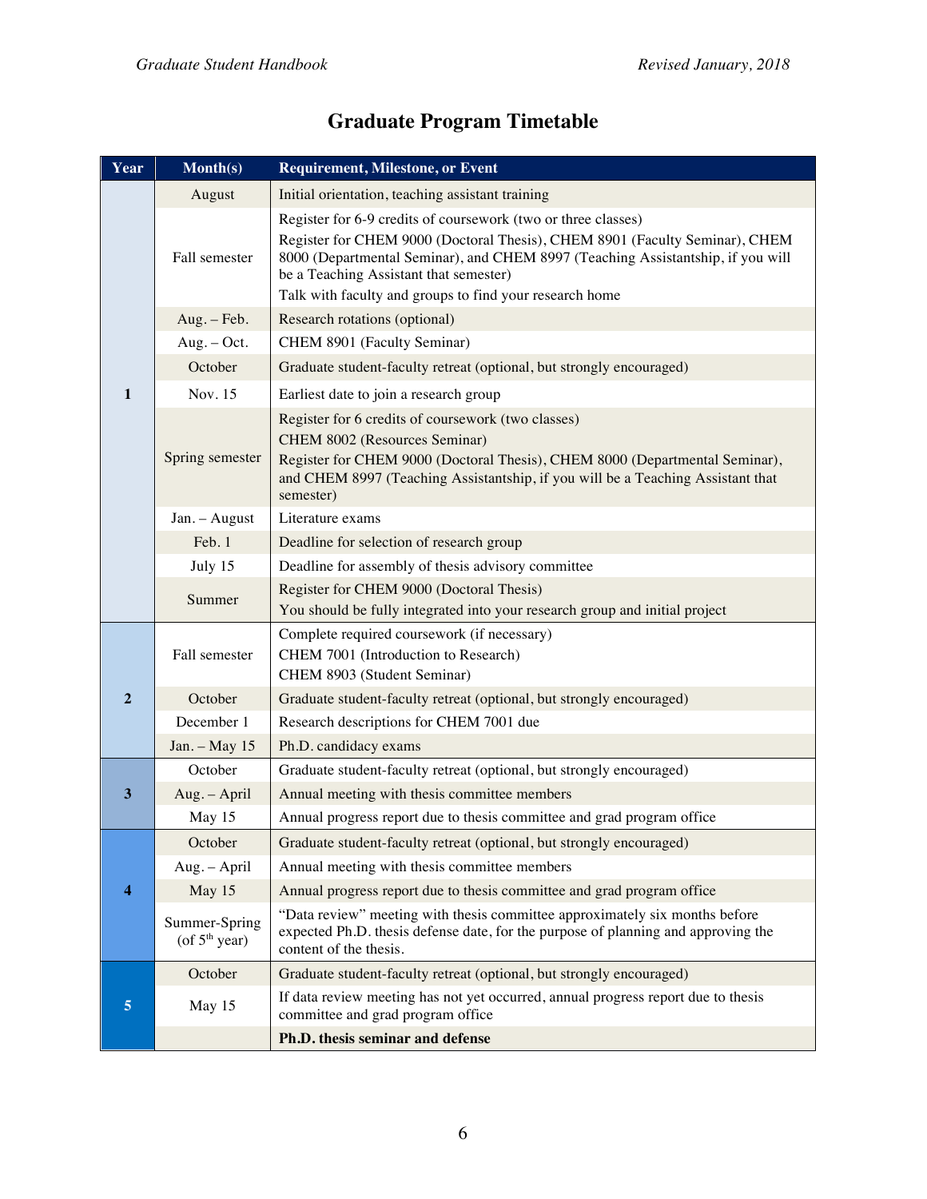# Graduate Program Timetable

| Year | Month(s) | Requirement, Milestone, or Event |
|---|---|---|
| 1 | August | Initial orientation, teaching assistant training |
| | Fall semester | Register for 6-9 credits of coursework (two or three classes)<br>Register for CHEM 9000 (Doctoral Thesis), CHEM 8901 (Faculty Seminar), CHEM 8000 (Departmental Seminar), and CHEM 8997 (Teaching Assistantship, if you will be a Teaching Assistant that semester)<br>Talk with faculty and groups to find your research home |
| | Aug. – Feb. | Research rotations (optional) |
| | Aug. – Oct. | CHEM 8901 (Faculty Seminar) |
| | October | Graduate student-faculty retreat (optional, but strongly encouraged) |
| | Nov. 15 | Earliest date to join a research group |
| | Spring semester | Register for 6 credits of coursework (two classes)<br>CHEM 8002 (Resources Seminar)<br>Register for CHEM 9000 (Doctoral Thesis), CHEM 8000 (Departmental Seminar), and CHEM 8997 (Teaching Assistantship, if you will be a Teaching Assistant that semester) |
| | Jan. – August | Literature exams |
| | Feb. 1 | Deadline for selection of research group |
| | July 15 | Deadline for assembly of thesis advisory committee |
| | Summer | Register for CHEM 9000 (Doctoral Thesis)<br>You should be fully integrated into your research group and initial project |
| 2 | Fall semester | Complete required coursework (if necessary)<br>CHEM 7001 (Introduction to Research)<br>CHEM 8903 (Student Seminar) |
| | October | Graduate student-faculty retreat (optional, but strongly encouraged) |
| | December 1 | Research descriptions for CHEM 7001 due |
| | Jan. – May 15 | Ph.D. candidacy exams |
| 3 | October | Graduate student-faculty retreat (optional, but strongly encouraged) |
| | Aug. – April | Annual meeting with thesis committee members |
| | May 15 | Annual progress report due to thesis committee and grad program office |
| 4 | October | Graduate student-faculty retreat (optional, but strongly encouraged) |
| | Aug. – April | Annual meeting with thesis committee members |
| | May 15 | Annual progress report due to thesis committee and grad program office |
| | Summer-Spring (of 5th year) | "Data review" meeting with thesis committee approximately six months before expected Ph.D. thesis defense date, for the purpose of planning and approving the content of the thesis. |
| 5 | October | Graduate student-faculty retreat (optional, but strongly encouraged) |
| | May 15 | If data review meeting has not yet occurred, annual progress report due to thesis committee and grad program office |
| | | **Ph.D. thesis seminar and defense** |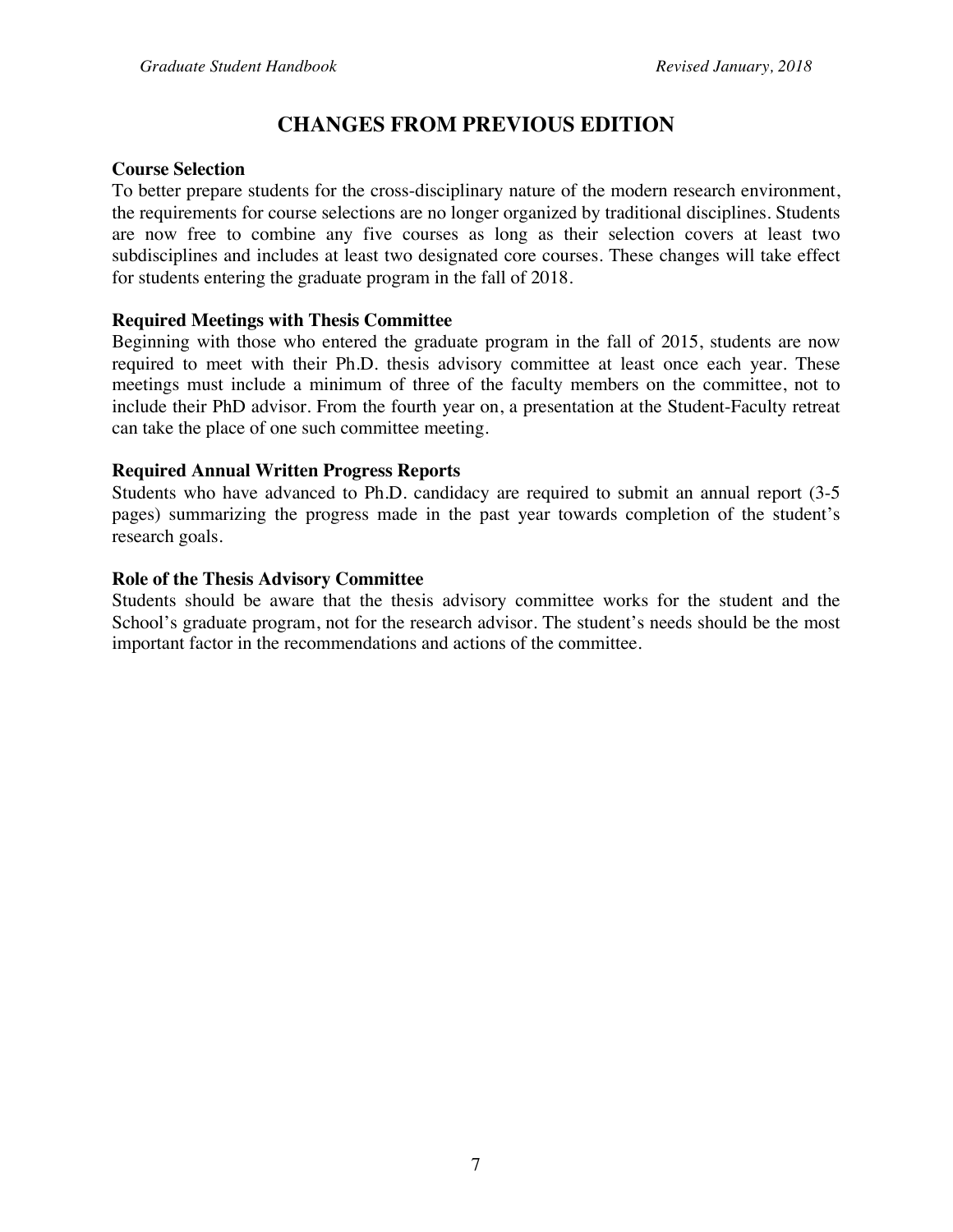# CHANGES FROM PREVIOUS EDITION

**Course Selection**

To better prepare students for the cross-disciplinary nature of the modern research environment, the requirements for course selections are no longer organized by traditional disciplines. Students are now free to combine any five courses as long as their selection covers at least two subdisciplines and includes at least two designated core courses. These changes will take effect for students entering the graduate program in the fall of 2018.

**Required Meetings with Thesis Committee**

Beginning with those who entered the graduate program in the fall of 2015, students are now required to meet with their Ph.D. thesis advisory committee at least once each year. These meetings must include a minimum of three of the faculty members on the committee, not to include their PhD advisor. From the fourth year on, a presentation at the Student-Faculty retreat can take the place of one such committee meeting.

**Required Annual Written Progress Reports**

Students who have advanced to Ph.D. candidacy are required to submit an annual report (3-5 pages) summarizing the progress made in the past year towards completion of the student's research goals.

**Role of the Thesis Advisory Committee**

Students should be aware that the thesis advisory committee works for the student and the School's graduate program, not for the research advisor. The student's needs should be the most important factor in the recommendations and actions of the committee.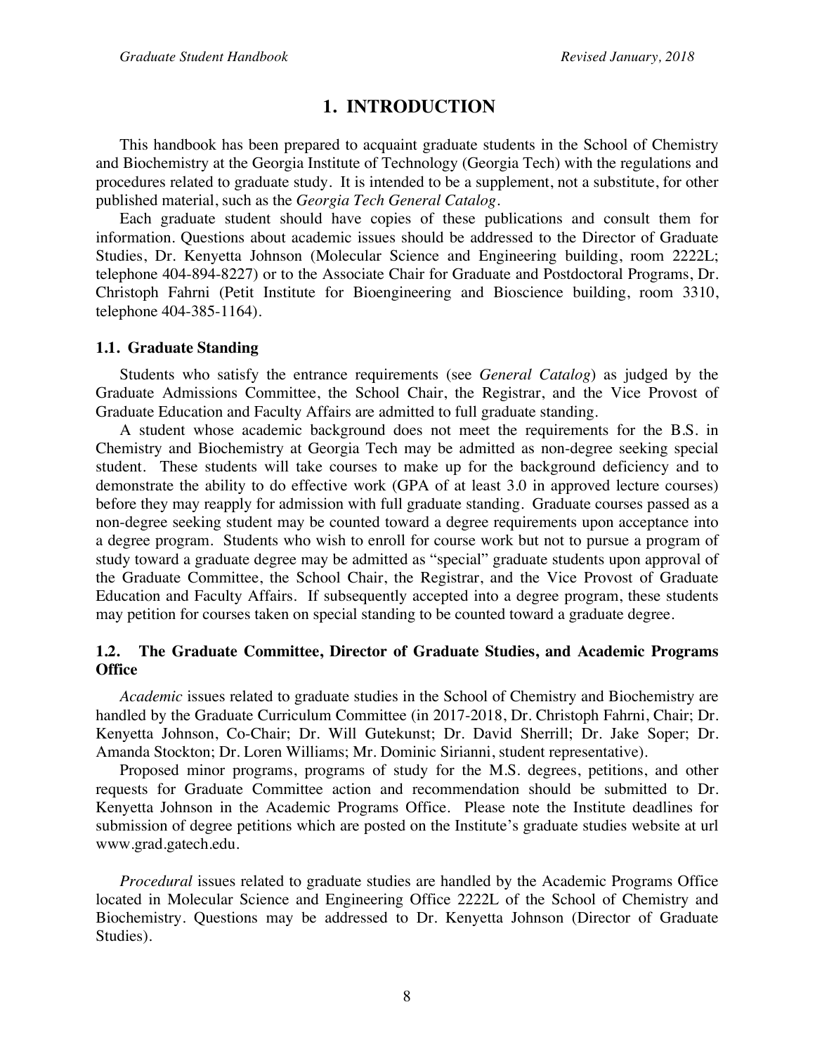# 1. INTRODUCTION

This handbook has been prepared to acquaint graduate students in the School of Chemistry and Biochemistry at the Georgia Institute of Technology (Georgia Tech) with the regulations and procedures related to graduate study. It is intended to be a supplement, not a substitute, for other published material, such as the *Georgia Tech General Catalog*.

Each graduate student should have copies of these publications and consult them for information. Questions about academic issues should be addressed to the Director of Graduate Studies, Dr. Kenyetta Johnson (Molecular Science and Engineering building, room 2222L; telephone 404-894-8227) or to the Associate Chair for Graduate and Postdoctoral Programs, Dr. Christoph Fahrni (Petit Institute for Bioengineering and Bioscience building, room 3310, telephone 404-385-1164).

## 1.1. Graduate Standing

Students who satisfy the entrance requirements (see *General Catalog*) as judged by the Graduate Admissions Committee, the School Chair, the Registrar, and the Vice Provost of Graduate Education and Faculty Affairs are admitted to full graduate standing.

A student whose academic background does not meet the requirements for the B.S. in Chemistry and Biochemistry at Georgia Tech may be admitted as non-degree seeking special student. These students will take courses to make up for the background deficiency and to demonstrate the ability to do effective work (GPA of at least 3.0 in approved lecture courses) before they may reapply for admission with full graduate standing. Graduate courses passed as a non-degree seeking student may be counted toward a degree requirements upon acceptance into a degree program. Students who wish to enroll for course work but not to pursue a program of study toward a graduate degree may be admitted as "special" graduate students upon approval of the Graduate Committee, the School Chair, the Registrar, and the Vice Provost of Graduate Education and Faculty Affairs. If subsequently accepted into a degree program, these students may petition for courses taken on special standing to be counted toward a graduate degree.

## 1.2. The Graduate Committee, Director of Graduate Studies, and Academic Programs Office

*Academic* issues related to graduate studies in the School of Chemistry and Biochemistry are handled by the Graduate Curriculum Committee (in 2017-2018, Dr. Christoph Fahrni, Chair; Dr. Kenyetta Johnson, Co-Chair; Dr. Will Gutekunst; Dr. David Sherrill; Dr. Jake Soper; Dr. Amanda Stockton; Dr. Loren Williams; Mr. Dominic Sirianni, student representative).

Proposed minor programs, programs of study for the M.S. degrees, petitions, and other requests for Graduate Committee action and recommendation should be submitted to Dr. Kenyetta Johnson in the Academic Programs Office. Please note the Institute deadlines for submission of degree petitions which are posted on the Institute's graduate studies website at url www.grad.gatech.edu.

*Procedural* issues related to graduate studies are handled by the Academic Programs Office located in Molecular Science and Engineering Office 2222L of the School of Chemistry and Biochemistry. Questions may be addressed to Dr. Kenyetta Johnson (Director of Graduate Studies).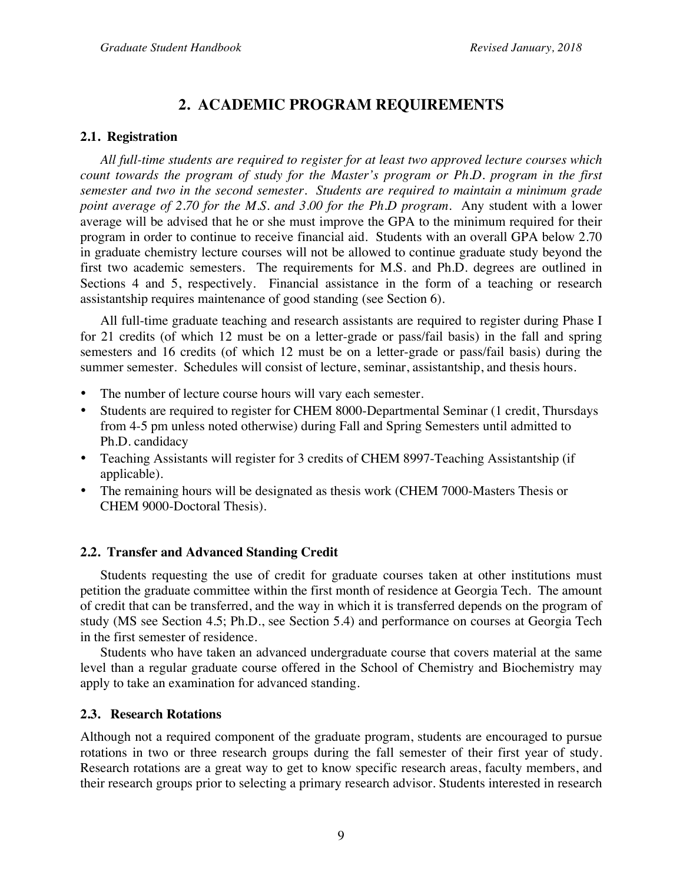# 2. ACADEMIC PROGRAM REQUIREMENTS

## 2.1. Registration

*All full-time students are required to register for at least two approved lecture courses which count towards the program of study for the Master's program or Ph.D. program in the first semester and two in the second semester. Students are required to maintain a minimum grade point average of 2.70 for the M.S. and 3.00 for the Ph.D program.* Any student with a lower average will be advised that he or she must improve the GPA to the minimum required for their program in order to continue to receive financial aid. Students with an overall GPA below 2.70 in graduate chemistry lecture courses will not be allowed to continue graduate study beyond the first two academic semesters. The requirements for M.S. and Ph.D. degrees are outlined in Sections 4 and 5, respectively. Financial assistance in the form of a teaching or research assistantship requires maintenance of good standing (see Section 6).

All full-time graduate teaching and research assistants are required to register during Phase I for 21 credits (of which 12 must be on a letter-grade or pass/fail basis) in the fall and spring semesters and 16 credits (of which 12 must be on a letter-grade or pass/fail basis) during the summer semester. Schedules will consist of lecture, seminar, assistantship, and thesis hours.

- The number of lecture course hours will vary each semester.
- Students are required to register for CHEM 8000-Departmental Seminar (1 credit, Thursdays from 4-5 pm unless noted otherwise) during Fall and Spring Semesters until admitted to Ph.D. candidacy
- Teaching Assistants will register for 3 credits of CHEM 8997-Teaching Assistantship (if applicable).
- The remaining hours will be designated as thesis work (CHEM 7000-Masters Thesis or CHEM 9000-Doctoral Thesis).

## 2.2. Transfer and Advanced Standing Credit

Students requesting the use of credit for graduate courses taken at other institutions must petition the graduate committee within the first month of residence at Georgia Tech. The amount of credit that can be transferred, and the way in which it is transferred depends on the program of study (MS see Section 4.5; Ph.D., see Section 5.4) and performance on courses at Georgia Tech in the first semester of residence.

Students who have taken an advanced undergraduate course that covers material at the same level than a regular graduate course offered in the School of Chemistry and Biochemistry may apply to take an examination for advanced standing.

## 2.3. Research Rotations

Although not a required component of the graduate program, students are encouraged to pursue rotations in two or three research groups during the fall semester of their first year of study. Research rotations are a great way to get to know specific research areas, faculty members, and their research groups prior to selecting a primary research advisor. Students interested in research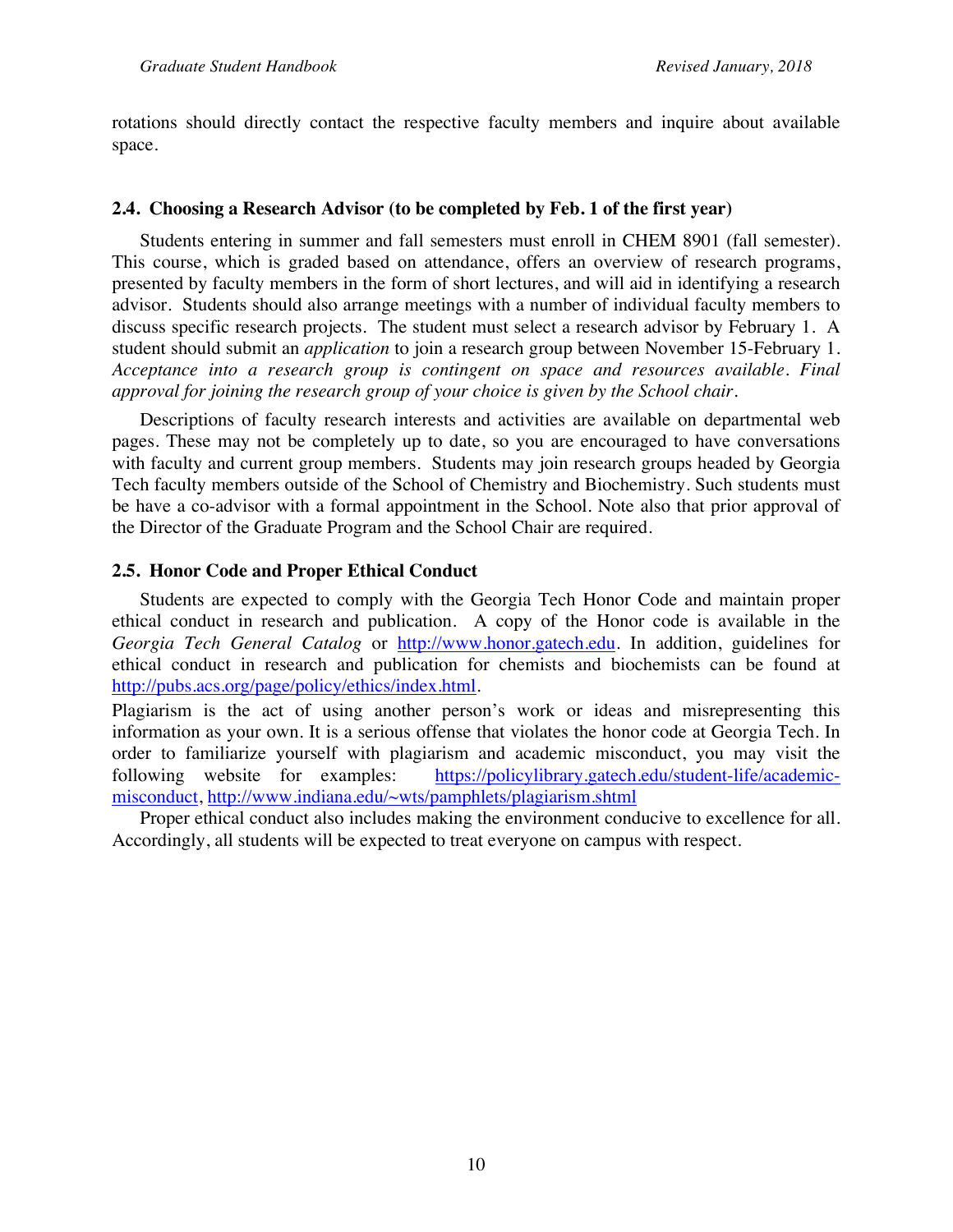rotations should directly contact the respective faculty members and inquire about available space.

### 2.4. Choosing a Research Advisor (to be completed by Feb. 1 of the first year)

Students entering in summer and fall semesters must enroll in CHEM 8901 (fall semester). This course, which is graded based on attendance, offers an overview of research programs, presented by faculty members in the form of short lectures, and will aid in identifying a research advisor. Students should also arrange meetings with a number of individual faculty members to discuss specific research projects. The student must select a research advisor by February 1. A student should submit an *application* to join a research group between November 15-February 1. *Acceptance into a research group is contingent on space and resources available. Final approval for joining the research group of your choice is given by the School chair.*

Descriptions of faculty research interests and activities are available on departmental web pages. These may not be completely up to date, so you are encouraged to have conversations with faculty and current group members. Students may join research groups headed by Georgia Tech faculty members outside of the School of Chemistry and Biochemistry. Such students must be have a co-advisor with a formal appointment in the School. Note also that prior approval of the Director of the Graduate Program and the School Chair are required.

### 2.5. Honor Code and Proper Ethical Conduct

Students are expected to comply with the Georgia Tech Honor Code and maintain proper ethical conduct in research and publication. A copy of the Honor code is available in the *Georgia Tech General Catalog* or http://www.honor.gatech.edu. In addition, guidelines for ethical conduct in research and publication for chemists and biochemists can be found at http://pubs.acs.org/page/policy/ethics/index.html.

Plagiarism is the act of using another person's work or ideas and misrepresenting this information as your own. It is a serious offense that violates the honor code at Georgia Tech. In order to familiarize yourself with plagiarism and academic misconduct, you may visit the following website for examples: https://policylibrary.gatech.edu/student-life/academic-misconduct, http://www.indiana.edu/~wts/pamphlets/plagiarism.shtml

Proper ethical conduct also includes making the environment conducive to excellence for all. Accordingly, all students will be expected to treat everyone on campus with respect.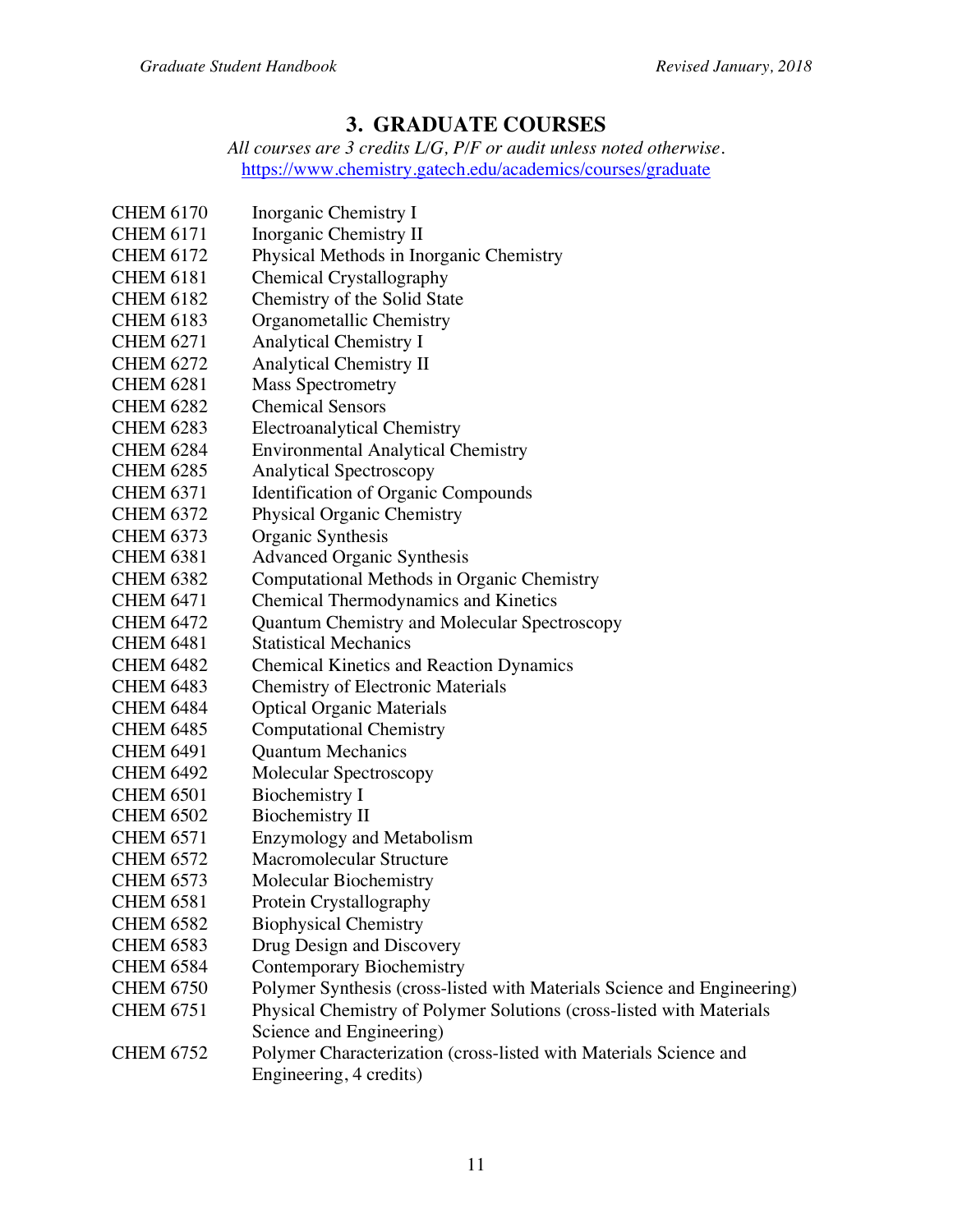# 3. GRADUATE COURSES

*All courses are 3 credits L/G, P/F or audit unless noted otherwise.*
https://www.chemistry.gatech.edu/academics/courses/graduate

| | |
|---|---|
| CHEM 6170 | Inorganic Chemistry I |
| CHEM 6171 | Inorganic Chemistry II |
| CHEM 6172 | Physical Methods in Inorganic Chemistry |
| CHEM 6181 | Chemical Crystallography |
| CHEM 6182 | Chemistry of the Solid State |
| CHEM 6183 | Organometallic Chemistry |
| CHEM 6271 | Analytical Chemistry I |
| CHEM 6272 | Analytical Chemistry II |
| CHEM 6281 | Mass Spectrometry |
| CHEM 6282 | Chemical Sensors |
| CHEM 6283 | Electroanalytical Chemistry |
| CHEM 6284 | Environmental Analytical Chemistry |
| CHEM 6285 | Analytical Spectroscopy |
| CHEM 6371 | Identification of Organic Compounds |
| CHEM 6372 | Physical Organic Chemistry |
| CHEM 6373 | Organic Synthesis |
| CHEM 6381 | Advanced Organic Synthesis |
| CHEM 6382 | Computational Methods in Organic Chemistry |
| CHEM 6471 | Chemical Thermodynamics and Kinetics |
| CHEM 6472 | Quantum Chemistry and Molecular Spectroscopy |
| CHEM 6481 | Statistical Mechanics |
| CHEM 6482 | Chemical Kinetics and Reaction Dynamics |
| CHEM 6483 | Chemistry of Electronic Materials |
| CHEM 6484 | Optical Organic Materials |
| CHEM 6485 | Computational Chemistry |
| CHEM 6491 | Quantum Mechanics |
| CHEM 6492 | Molecular Spectroscopy |
| CHEM 6501 | Biochemistry I |
| CHEM 6502 | Biochemistry II |
| CHEM 6571 | Enzymology and Metabolism |
| CHEM 6572 | Macromolecular Structure |
| CHEM 6573 | Molecular Biochemistry |
| CHEM 6581 | Protein Crystallography |
| CHEM 6582 | Biophysical Chemistry |
| CHEM 6583 | Drug Design and Discovery |
| CHEM 6584 | Contemporary Biochemistry |
| CHEM 6750 | Polymer Synthesis (cross-listed with Materials Science and Engineering) |
| CHEM 6751 | Physical Chemistry of Polymer Solutions (cross-listed with Materials Science and Engineering) |
| CHEM 6752 | Polymer Characterization (cross-listed with Materials Science and Engineering, 4 credits) |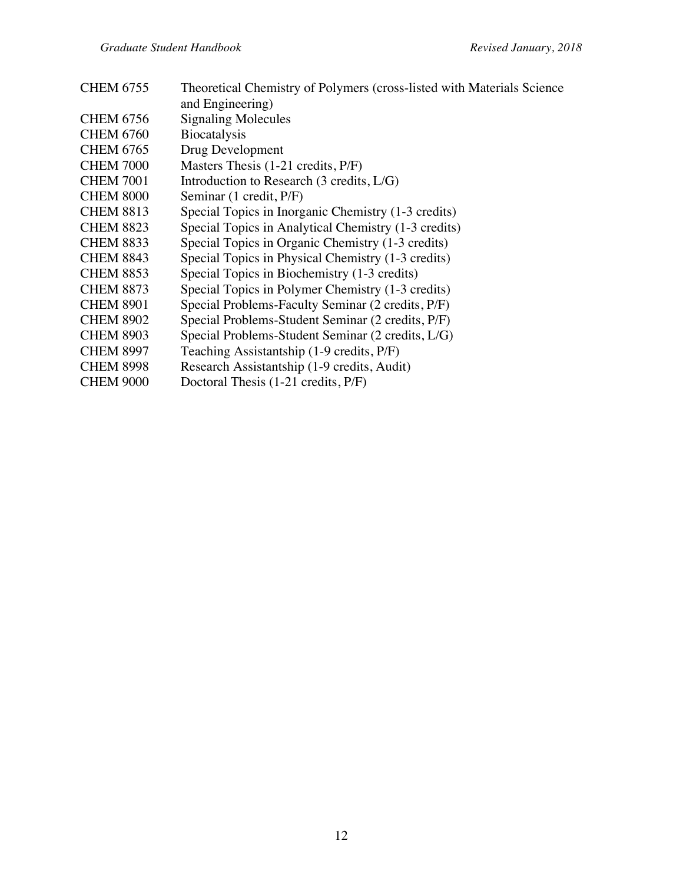| | |
|---|---|
| CHEM 6755 | Theoretical Chemistry of Polymers (cross-listed with Materials Science and Engineering) |
| CHEM 6756 | Signaling Molecules |
| CHEM 6760 | Biocatalysis |
| CHEM 6765 | Drug Development |
| CHEM 7000 | Masters Thesis (1-21 credits, P/F) |
| CHEM 7001 | Introduction to Research (3 credits, L/G) |
| CHEM 8000 | Seminar (1 credit, P/F) |
| CHEM 8813 | Special Topics in Inorganic Chemistry (1-3 credits) |
| CHEM 8823 | Special Topics in Analytical Chemistry (1-3 credits) |
| CHEM 8833 | Special Topics in Organic Chemistry (1-3 credits) |
| CHEM 8843 | Special Topics in Physical Chemistry (1-3 credits) |
| CHEM 8853 | Special Topics in Biochemistry (1-3 credits) |
| CHEM 8873 | Special Topics in Polymer Chemistry (1-3 credits) |
| CHEM 8901 | Special Problems-Faculty Seminar (2 credits, P/F) |
| CHEM 8902 | Special Problems-Student Seminar (2 credits, P/F) |
| CHEM 8903 | Special Problems-Student Seminar (2 credits, L/G) |
| CHEM 8997 | Teaching Assistantship (1-9 credits, P/F) |
| CHEM 8998 | Research Assistantship (1-9 credits, Audit) |
| CHEM 9000 | Doctoral Thesis (1-21 credits, P/F) |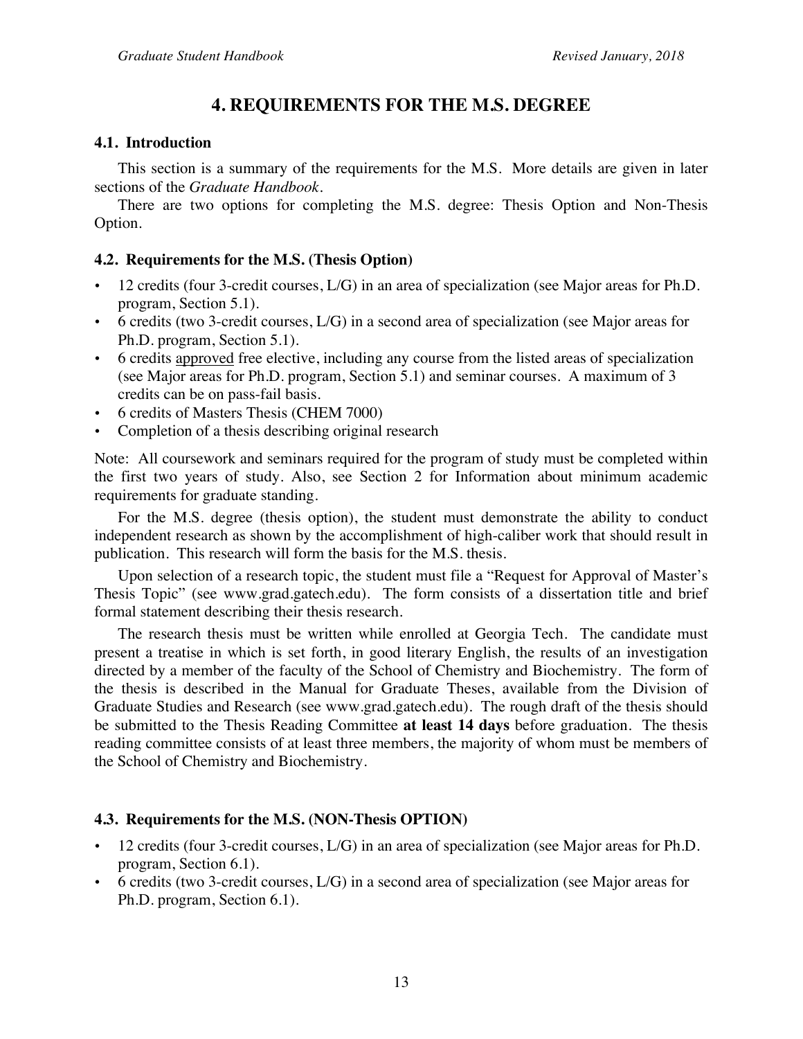# 4. REQUIREMENTS FOR THE M.S. DEGREE

## 4.1. Introduction

This section is a summary of the requirements for the M.S. More details are given in later sections of the *Graduate Handbook*.

There are two options for completing the M.S. degree: Thesis Option and Non-Thesis Option.

## 4.2. Requirements for the M.S. (Thesis Option)

- 12 credits (four 3-credit courses, L/G) in an area of specialization (see Major areas for Ph.D. program, Section 5.1).
- 6 credits (two 3-credit courses, L/G) in a second area of specialization (see Major areas for Ph.D. program, Section 5.1).
- 6 credits <u>approved</u> free elective, including any course from the listed areas of specialization (see Major areas for Ph.D. program, Section 5.1) and seminar courses. A maximum of 3 credits can be on pass-fail basis.
- 6 credits of Masters Thesis (CHEM 7000)
- Completion of a thesis describing original research

Note: All coursework and seminars required for the program of study must be completed within the first two years of study. Also, see Section 2 for Information about minimum academic requirements for graduate standing.

For the M.S. degree (thesis option), the student must demonstrate the ability to conduct independent research as shown by the accomplishment of high-caliber work that should result in publication. This research will form the basis for the M.S. thesis.

Upon selection of a research topic, the student must file a "Request for Approval of Master's Thesis Topic" (see www.grad.gatech.edu). The form consists of a dissertation title and brief formal statement describing their thesis research.

The research thesis must be written while enrolled at Georgia Tech. The candidate must present a treatise in which is set forth, in good literary English, the results of an investigation directed by a member of the faculty of the School of Chemistry and Biochemistry. The form of the thesis is described in the Manual for Graduate Theses, available from the Division of Graduate Studies and Research (see www.grad.gatech.edu). The rough draft of the thesis should be submitted to the Thesis Reading Committee **at least 14 days** before graduation. The thesis reading committee consists of at least three members, the majority of whom must be members of the School of Chemistry and Biochemistry.

## 4.3. Requirements for the M.S. (NON-Thesis OPTION)

- 12 credits (four 3-credit courses, L/G) in an area of specialization (see Major areas for Ph.D. program, Section 6.1).
- 6 credits (two 3-credit courses, L/G) in a second area of specialization (see Major areas for Ph.D. program, Section 6.1).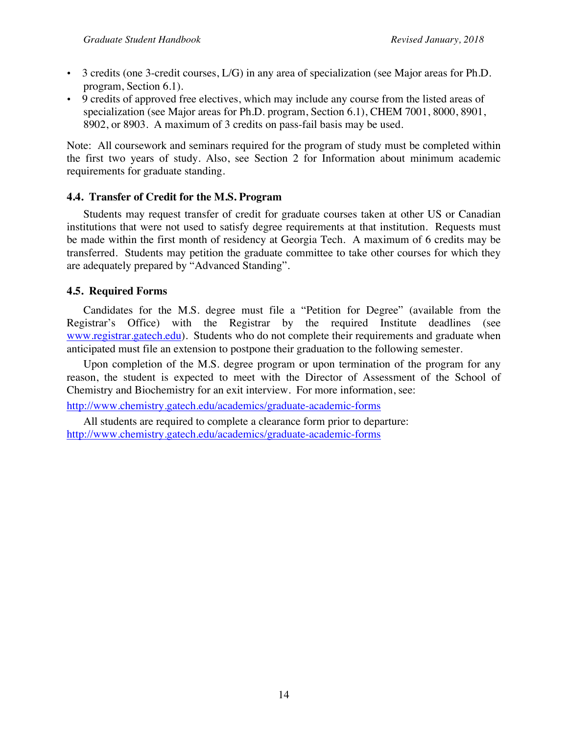- 3 credits (one 3-credit courses, L/G) in any area of specialization (see Major areas for Ph.D. program, Section 6.1).
- 9 credits of approved free electives, which may include any course from the listed areas of specialization (see Major areas for Ph.D. program, Section 6.1), CHEM 7001, 8000, 8901, 8902, or 8903. A maximum of 3 credits on pass-fail basis may be used.

Note: All coursework and seminars required for the program of study must be completed within the first two years of study. Also, see Section 2 for Information about minimum academic requirements for graduate standing.

### 4.4. Transfer of Credit for the M.S. Program

Students may request transfer of credit for graduate courses taken at other US or Canadian institutions that were not used to satisfy degree requirements at that institution. Requests must be made within the first month of residency at Georgia Tech. A maximum of 6 credits may be transferred. Students may petition the graduate committee to take other courses for which they are adequately prepared by "Advanced Standing".

### 4.5. Required Forms

Candidates for the M.S. degree must file a "Petition for Degree" (available from the Registrar's Office) with the Registrar by the required Institute deadlines (see [www.registrar.gatech.edu](www.registrar.gatech.edu)). Students who do not complete their requirements and graduate when anticipated must file an extension to postpone their graduation to the following semester.

Upon completion of the M.S. degree program or upon termination of the program for any reason, the student is expected to meet with the Director of Assessment of the School of Chemistry and Biochemistry for an exit interview. For more information, see:

[http://www.chemistry.gatech.edu/academics/graduate-academic-forms](http://www.chemistry.gatech.edu/academics/graduate-academic-forms)

All students are required to complete a clearance form prior to departure:
[http://www.chemistry.gatech.edu/academics/graduate-academic-forms](http://www.chemistry.gatech.edu/academics/graduate-academic-forms)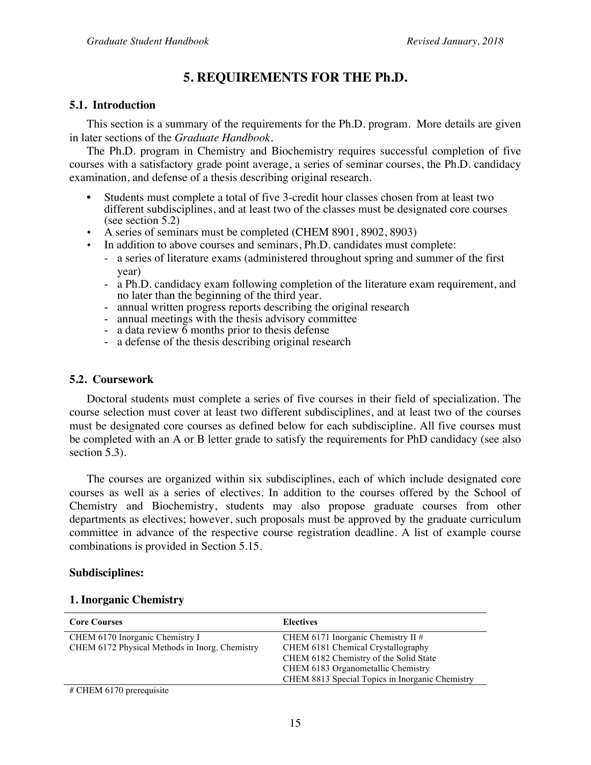# 5. REQUIREMENTS FOR THE Ph.D.

## 5.1. Introduction

This section is a summary of the requirements for the Ph.D. program. More details are given in later sections of the *Graduate Handbook*.

The Ph.D. program in Chemistry and Biochemistry requires successful completion of five courses with a satisfactory grade point average, a series of seminar courses, the Ph.D. candidacy examination, and defense of a thesis describing original research.

- Students must complete a total of five 3-credit hour classes chosen from at least two different subdisciplines, and at least two of the classes must be designated core courses (see section 5.2)
- A series of seminars must be completed (CHEM 8901, 8902, 8903)
- In addition to above courses and seminars, Ph.D. candidates must complete:
  - a series of literature exams (administered throughout spring and summer of the first year)
  - a Ph.D. candidacy exam following completion of the literature exam requirement, and no later than the beginning of the third year.
  - annual written progress reports describing the original research
  - annual meetings with the thesis advisory committee
  - a data review 6 months prior to thesis defense
  - a defense of the thesis describing original research

## 5.2. Coursework

Doctoral students must complete a series of five courses in their field of specialization. The course selection must cover at least two different subdisciplines, and at least two of the courses must be designated core courses as defined below for each subdiscipline. All five courses must be completed with an A or B letter grade to satisfy the requirements for PhD candidacy (see also section 5.3).

The courses are organized within six subdisciplines, each of which include designated core courses as well as a series of electives. In addition to the courses offered by the School of Chemistry and Biochemistry, students may also propose graduate courses from other departments as electives; however, such proposals must be approved by the graduate curriculum committee in advance of the respective course registration deadline. A list of example course combinations is provided in Section 5.15.

**Subdisciplines:**

### 1. Inorganic Chemistry

| Core Courses | Electives |
|---|---|
| CHEM 6170 Inorganic Chemistry I | CHEM 6171 Inorganic Chemistry II # |
| CHEM 6172 Physical Methods in Inorg. Chemistry | CHEM 6181 Chemical Crystallography |
| | CHEM 6182 Chemistry of the Solid State |
| | CHEM 6183 Organometallic Chemistry |
| | CHEM 8813 Special Topics in Inorganic Chemistry |

# CHEM 6170 prerequisite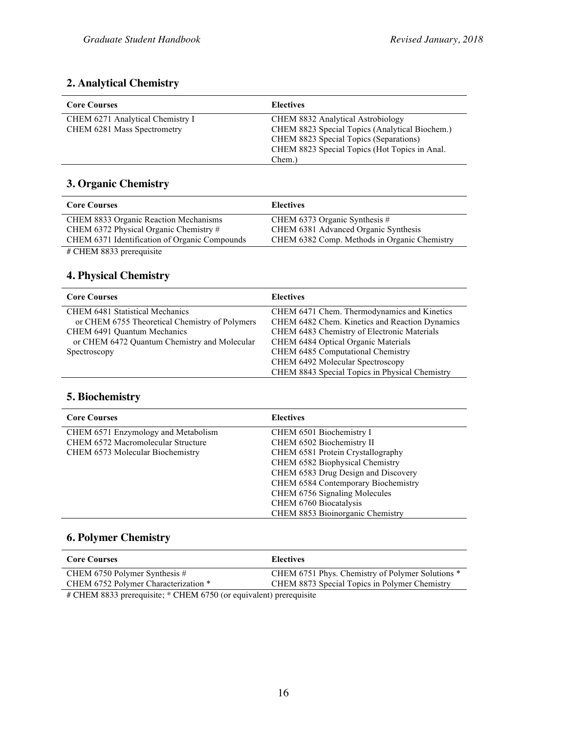## 2. Analytical Chemistry

| Core Courses | Electives |
| --- | --- |
| CHEM 6271 Analytical Chemistry I | CHEM 8832 Analytical Astrobiology |
| CHEM 6281 Mass Spectrometry | CHEM 8823 Special Topics (Analytical Biochem.) |
| | CHEM 8823 Special Topics (Separations) |
| | CHEM 8823 Special Topics (Hot Topics in Anal. Chem.) |

## 3. Organic Chemistry

| Core Courses | Electives |
| --- | --- |
| CHEM 8833 Organic Reaction Mechanisms | CHEM 6373 Organic Synthesis # |
| CHEM 6372 Physical Organic Chemistry # | CHEM 6381 Advanced Organic Synthesis |
| CHEM 6371 Identification of Organic Compounds | CHEM 6382 Comp. Methods in Organic Chemistry |

# CHEM 8833 prerequisite

## 4. Physical Chemistry

| Core Courses | Electives |
| --- | --- |
| CHEM 6481 Statistical Mechanics | CHEM 6471 Chem. Thermodynamics and Kinetics |
| or CHEM 6755 Theoretical Chemistry of Polymers | CHEM 6482 Chem. Kinetics and Reaction Dynamics |
| CHEM 6491 Quantum Mechanics | CHEM 6483 Chemistry of Electronic Materials |
| or CHEM 6472 Quantum Chemistry and Molecular Spectroscopy | CHEM 6484 Optical Organic Materials |
| | CHEM 6485 Computational Chemistry |
| | CHEM 6492 Molecular Spectroscopy |
| | CHEM 8843 Special Topics in Physical Chemistry |

## 5. Biochemistry

| Core Courses | Electives |
| --- | --- |
| CHEM 6571 Enzymology and Metabolism | CHEM 6501 Biochemistry I |
| CHEM 6572 Macromolecular Structure | CHEM 6502 Biochemistry II |
| CHEM 6573 Molecular Biochemistry | CHEM 6581 Protein Crystallography |
| | CHEM 6582 Biophysical Chemistry |
| | CHEM 6583 Drug Design and Discovery |
| | CHEM 6584 Contemporary Biochemistry |
| | CHEM 6756 Signaling Molecules |
| | CHEM 6760 Biocatalysis |
| | CHEM 8853 Bioinorganic Chemistry |

## 6. Polymer Chemistry

| Core Courses | Electives |
| --- | --- |
| CHEM 6750 Polymer Synthesis # | CHEM 6751 Phys. Chemistry of Polymer Solutions * |
| CHEM 6752 Polymer Characterization * | CHEM 8873 Special Topics in Polymer Chemistry |

# CHEM 8833 prerequisite; * CHEM 6750 (or equivalent) prerequisite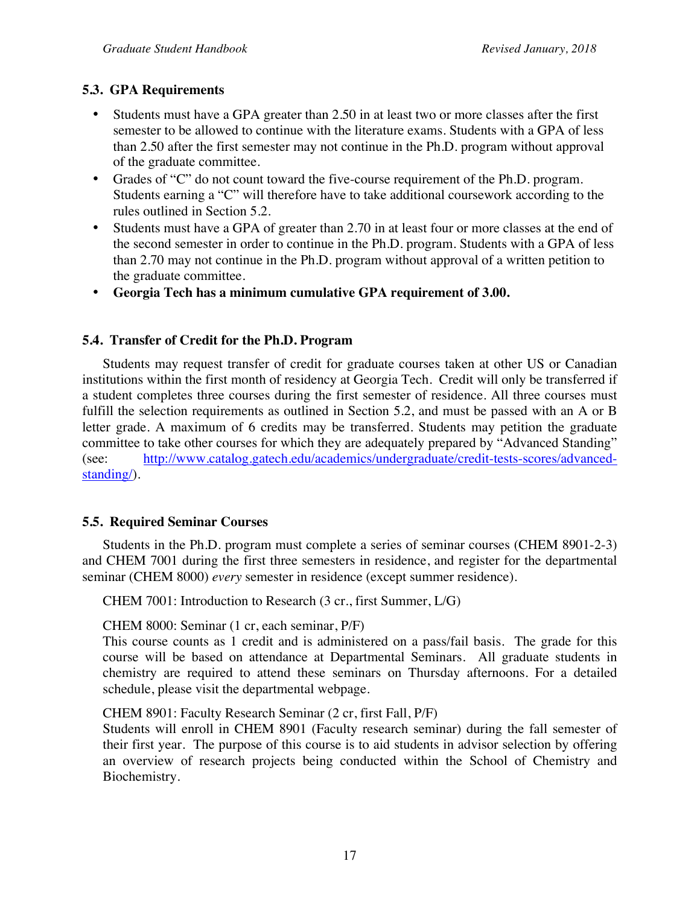### 5.3. GPA Requirements

- Students must have a GPA greater than 2.50 in at least two or more classes after the first semester to be allowed to continue with the literature exams. Students with a GPA of less than 2.50 after the first semester may not continue in the Ph.D. program without approval of the graduate committee.
- Grades of "C" do not count toward the five-course requirement of the Ph.D. program. Students earning a "C" will therefore have to take additional coursework according to the rules outlined in Section 5.2.
- Students must have a GPA of greater than 2.70 in at least four or more classes at the end of the second semester in order to continue in the Ph.D. program. Students with a GPA of less than 2.70 may not continue in the Ph.D. program without approval of a written petition to the graduate committee.
- **Georgia Tech has a minimum cumulative GPA requirement of 3.00.**

### 5.4. Transfer of Credit for the Ph.D. Program

Students may request transfer of credit for graduate courses taken at other US or Canadian institutions within the first month of residency at Georgia Tech. Credit will only be transferred if a student completes three courses during the first semester of residence. All three courses must fulfill the selection requirements as outlined in Section 5.2, and must be passed with an A or B letter grade. A maximum of 6 credits may be transferred. Students may petition the graduate committee to take other courses for which they are adequately prepared by "Advanced Standing" (see: http://www.catalog.gatech.edu/academics/undergraduate/credit-tests-scores/advanced-standing/).

### 5.5. Required Seminar Courses

Students in the Ph.D. program must complete a series of seminar courses (CHEM 8901-2-3) and CHEM 7001 during the first three semesters in residence, and register for the departmental seminar (CHEM 8000) *every* semester in residence (except summer residence).

CHEM 7001: Introduction to Research (3 cr., first Summer, L/G)

CHEM 8000: Seminar (1 cr, each seminar, P/F)
This course counts as 1 credit and is administered on a pass/fail basis. The grade for this course will be based on attendance at Departmental Seminars. All graduate students in chemistry are required to attend these seminars on Thursday afternoons. For a detailed schedule, please visit the departmental webpage.

CHEM 8901: Faculty Research Seminar (2 cr, first Fall, P/F)
Students will enroll in CHEM 8901 (Faculty research seminar) during the fall semester of their first year. The purpose of this course is to aid students in advisor selection by offering an overview of research projects being conducted within the School of Chemistry and Biochemistry.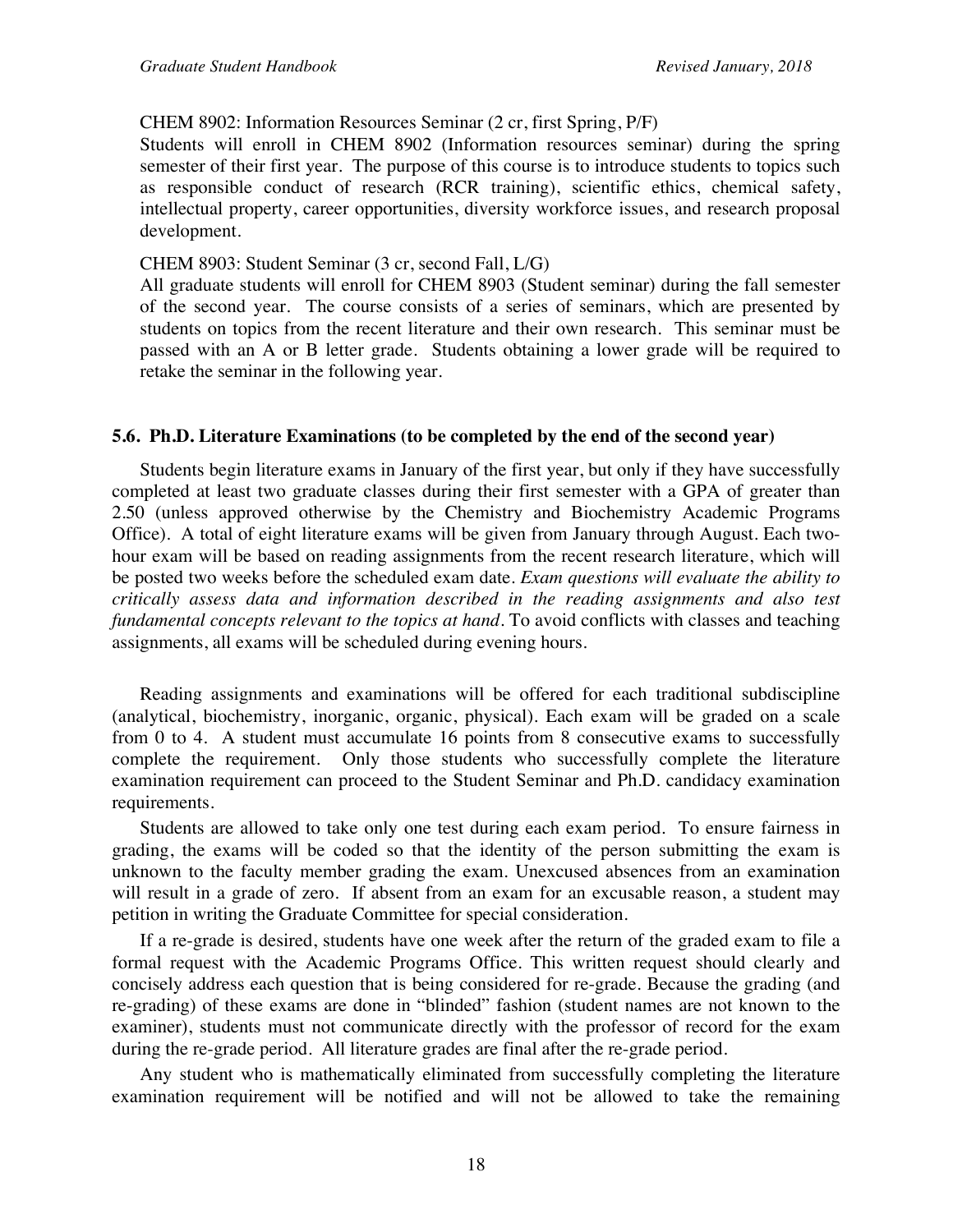CHEM 8902: Information Resources Seminar (2 cr, first Spring, P/F)
Students will enroll in CHEM 8902 (Information resources seminar) during the spring semester of their first year. The purpose of this course is to introduce students to topics such as responsible conduct of research (RCR training), scientific ethics, chemical safety, intellectual property, career opportunities, diversity workforce issues, and research proposal development.

CHEM 8903: Student Seminar (3 cr, second Fall, L/G)
All graduate students will enroll for CHEM 8903 (Student seminar) during the fall semester of the second year. The course consists of a series of seminars, which are presented by students on topics from the recent literature and their own research. This seminar must be passed with an A or B letter grade. Students obtaining a lower grade will be required to retake the seminar in the following year.

## 5.6. Ph.D. Literature Examinations (to be completed by the end of the second year)

Students begin literature exams in January of the first year, but only if they have successfully completed at least two graduate classes during their first semester with a GPA of greater than 2.50 (unless approved otherwise by the Chemistry and Biochemistry Academic Programs Office). A total of eight literature exams will be given from January through August. Each two-hour exam will be based on reading assignments from the recent research literature, which will be posted two weeks before the scheduled exam date. *Exam questions will evaluate the ability to critically assess data and information described in the reading assignments and also test fundamental concepts relevant to the topics at hand*. To avoid conflicts with classes and teaching assignments, all exams will be scheduled during evening hours.

Reading assignments and examinations will be offered for each traditional subdiscipline (analytical, biochemistry, inorganic, organic, physical). Each exam will be graded on a scale from 0 to 4. A student must accumulate 16 points from 8 consecutive exams to successfully complete the requirement. Only those students who successfully complete the literature examination requirement can proceed to the Student Seminar and Ph.D. candidacy examination requirements.

Students are allowed to take only one test during each exam period. To ensure fairness in grading, the exams will be coded so that the identity of the person submitting the exam is unknown to the faculty member grading the exam. Unexcused absences from an examination will result in a grade of zero. If absent from an exam for an excusable reason, a student may petition in writing the Graduate Committee for special consideration.

If a re-grade is desired, students have one week after the return of the graded exam to file a formal request with the Academic Programs Office. This written request should clearly and concisely address each question that is being considered for re-grade. Because the grading (and re-grading) of these exams are done in "blinded" fashion (student names are not known to the examiner), students must not communicate directly with the professor of record for the exam during the re-grade period. All literature grades are final after the re-grade period.

Any student who is mathematically eliminated from successfully completing the literature examination requirement will be notified and will not be allowed to take the remaining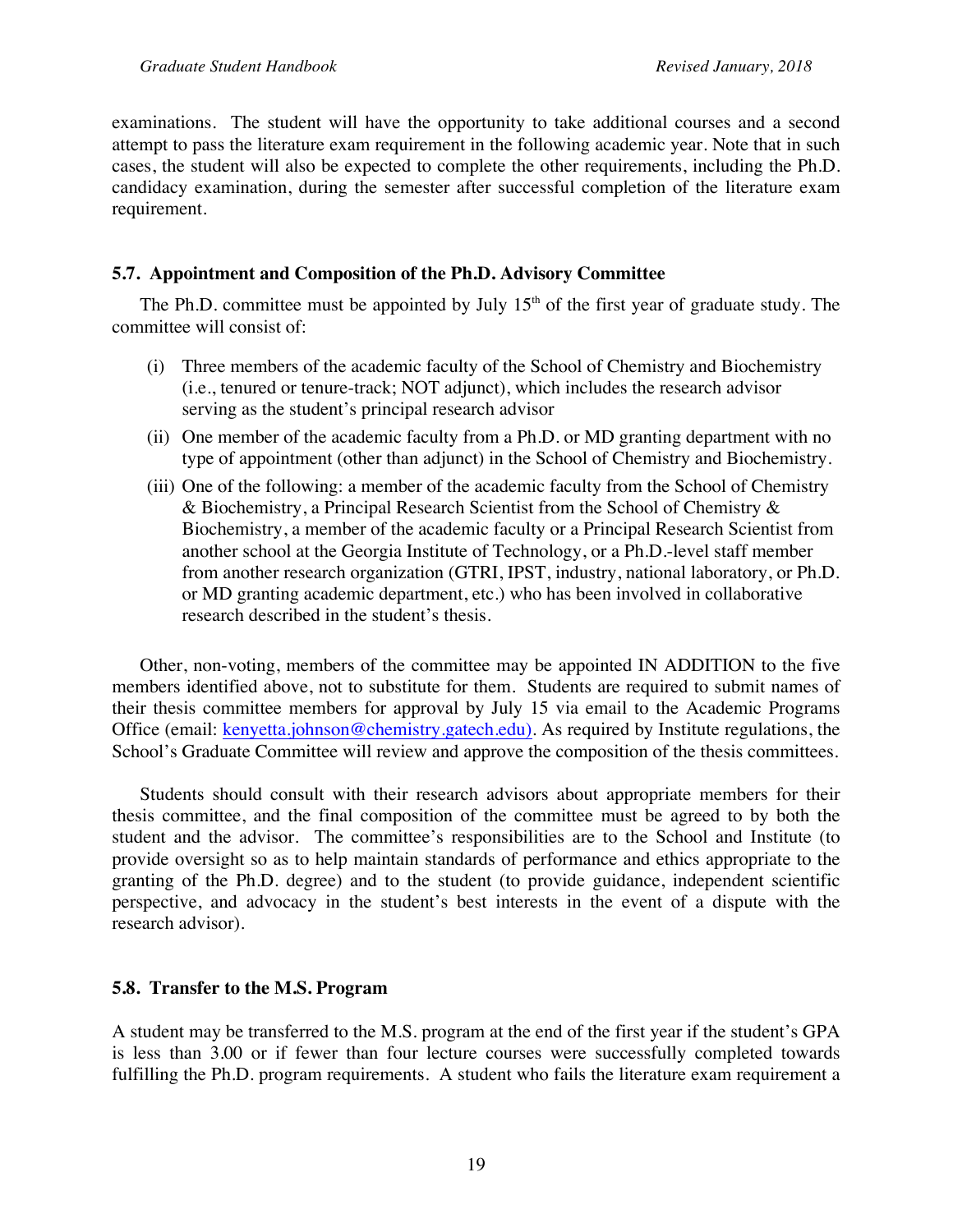examinations. The student will have the opportunity to take additional courses and a second attempt to pass the literature exam requirement in the following academic year. Note that in such cases, the student will also be expected to complete the other requirements, including the Ph.D. candidacy examination, during the semester after successful completion of the literature exam requirement.

### 5.7. Appointment and Composition of the Ph.D. Advisory Committee

The Ph.D. committee must be appointed by July 15th of the first year of graduate study. The committee will consist of:

(i) Three members of the academic faculty of the School of Chemistry and Biochemistry (i.e., tenured or tenure-track; NOT adjunct), which includes the research advisor serving as the student's principal research advisor

(ii) One member of the academic faculty from a Ph.D. or MD granting department with no type of appointment (other than adjunct) in the School of Chemistry and Biochemistry.

(iii) One of the following: a member of the academic faculty from the School of Chemistry & Biochemistry, a Principal Research Scientist from the School of Chemistry & Biochemistry, a member of the academic faculty or a Principal Research Scientist from another school at the Georgia Institute of Technology, or a Ph.D.-level staff member from another research organization (GTRI, IPST, industry, national laboratory, or Ph.D. or MD granting academic department, etc.) who has been involved in collaborative research described in the student's thesis.

Other, non-voting, members of the committee may be appointed IN ADDITION to the five members identified above, not to substitute for them. Students are required to submit names of their thesis committee members for approval by July 15 via email to the Academic Programs Office (email: kenyetta.johnson@chemistry.gatech.edu). As required by Institute regulations, the School's Graduate Committee will review and approve the composition of the thesis committees.

Students should consult with their research advisors about appropriate members for their thesis committee, and the final composition of the committee must be agreed to by both the student and the advisor. The committee's responsibilities are to the School and Institute (to provide oversight so as to help maintain standards of performance and ethics appropriate to the granting of the Ph.D. degree) and to the student (to provide guidance, independent scientific perspective, and advocacy in the student's best interests in the event of a dispute with the research advisor).

### 5.8. Transfer to the M.S. Program

A student may be transferred to the M.S. program at the end of the first year if the student's GPA is less than 3.00 or if fewer than four lecture courses were successfully completed towards fulfilling the Ph.D. program requirements. A student who fails the literature exam requirement a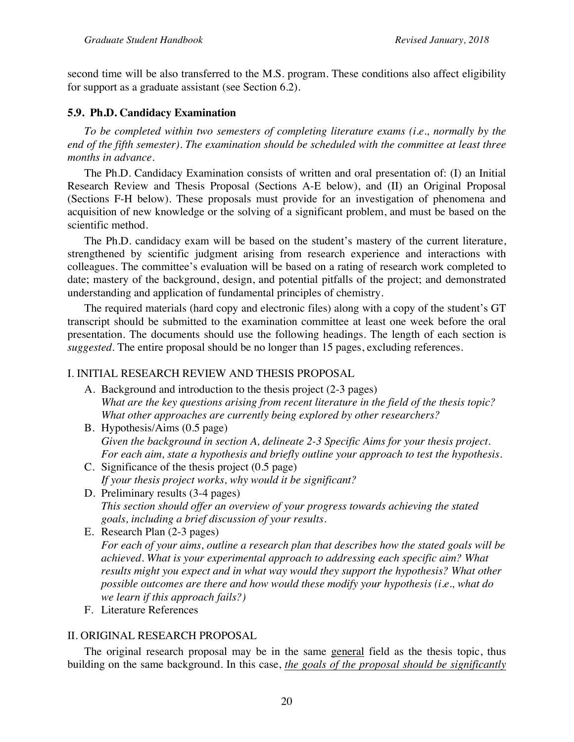second time will be also transferred to the M.S. program. These conditions also affect eligibility for support as a graduate assistant (see Section 6.2).

### 5.9. Ph.D. Candidacy Examination

*To be completed within two semesters of completing literature exams (i.e., normally by the end of the fifth semester). The examination should be scheduled with the committee at least three months in advance.*

The Ph.D. Candidacy Examination consists of written and oral presentation of: (I) an Initial Research Review and Thesis Proposal (Sections A-E below), and (II) an Original Proposal (Sections F-H below). These proposals must provide for an investigation of phenomena and acquisition of new knowledge or the solving of a significant problem, and must be based on the scientific method.

The Ph.D. candidacy exam will be based on the student's mastery of the current literature, strengthened by scientific judgment arising from research experience and interactions with colleagues. The committee's evaluation will be based on a rating of research work completed to date; mastery of the background, design, and potential pitfalls of the project; and demonstrated understanding and application of fundamental principles of chemistry.

The required materials (hard copy and electronic files) along with a copy of the student's GT transcript should be submitted to the examination committee at least one week before the oral presentation. The documents should use the following headings. The length of each section is *suggested*. The entire proposal should be no longer than 15 pages, excluding references.

I. INITIAL RESEARCH REVIEW AND THESIS PROPOSAL

A. Background and introduction to the thesis project (2-3 pages)
   *What are the key questions arising from recent literature in the field of the thesis topic? What other approaches are currently being explored by other researchers?*
B. Hypothesis/Aims (0.5 page)
   *Given the background in section A, delineate 2-3 Specific Aims for your thesis project. For each aim, state a hypothesis and briefly outline your approach to test the hypothesis.*
C. Significance of the thesis project (0.5 page)
   *If your thesis project works, why would it be significant?*
D. Preliminary results (3-4 pages)
   *This section should offer an overview of your progress towards achieving the stated goals, including a brief discussion of your results.*
E. Research Plan (2-3 pages)
   *For each of your aims, outline a research plan that describes how the stated goals will be achieved. What is your experimental approach to addressing each specific aim? What results might you expect and in what way would they support the hypothesis? What other possible outcomes are there and how would these modify your hypothesis (i.e., what do we learn if this approach fails?)*
F. Literature References

II. ORIGINAL RESEARCH PROPOSAL

The original research proposal may be in the same general field as the thesis topic, thus building on the same background. In this case, *the goals of the proposal should be significantly*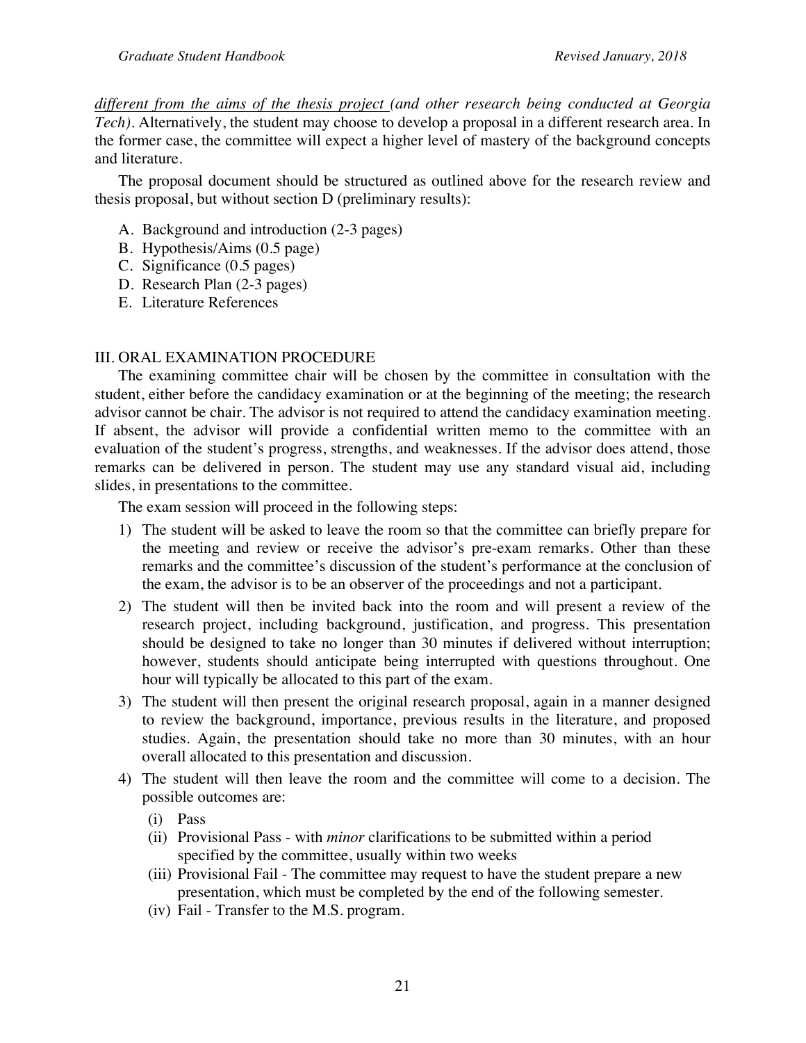*different from the aims of the thesis project (and other research being conducted at Georgia Tech)*. Alternatively, the student may choose to develop a proposal in a different research area. In the former case, the committee will expect a higher level of mastery of the background concepts and literature.

The proposal document should be structured as outlined above for the research review and thesis proposal, but without section D (preliminary results):

A. Background and introduction (2-3 pages)
B. Hypothesis/Aims (0.5 page)
C. Significance (0.5 pages)
D. Research Plan (2-3 pages)
E. Literature References

## III. ORAL EXAMINATION PROCEDURE

The examining committee chair will be chosen by the committee in consultation with the student, either before the candidacy examination or at the beginning of the meeting; the research advisor cannot be chair. The advisor is not required to attend the candidacy examination meeting. If absent, the advisor will provide a confidential written memo to the committee with an evaluation of the student's progress, strengths, and weaknesses. If the advisor does attend, those remarks can be delivered in person. The student may use any standard visual aid, including slides, in presentations to the committee.

The exam session will proceed in the following steps:

1) The student will be asked to leave the room so that the committee can briefly prepare for the meeting and review or receive the advisor's pre-exam remarks. Other than these remarks and the committee's discussion of the student's performance at the conclusion of the exam, the advisor is to be an observer of the proceedings and not a participant.
2) The student will then be invited back into the room and will present a review of the research project, including background, justification, and progress. This presentation should be designed to take no longer than 30 minutes if delivered without interruption; however, students should anticipate being interrupted with questions throughout. One hour will typically be allocated to this part of the exam.
3) The student will then present the original research proposal, again in a manner designed to review the background, importance, previous results in the literature, and proposed studies. Again, the presentation should take no more than 30 minutes, with an hour overall allocated to this presentation and discussion.
4) The student will then leave the room and the committee will come to a decision. The possible outcomes are:
   (i) Pass
   (ii) Provisional Pass - with *minor* clarifications to be submitted within a period specified by the committee, usually within two weeks
   (iii) Provisional Fail - The committee may request to have the student prepare a new presentation, which must be completed by the end of the following semester.
   (iv) Fail - Transfer to the M.S. program.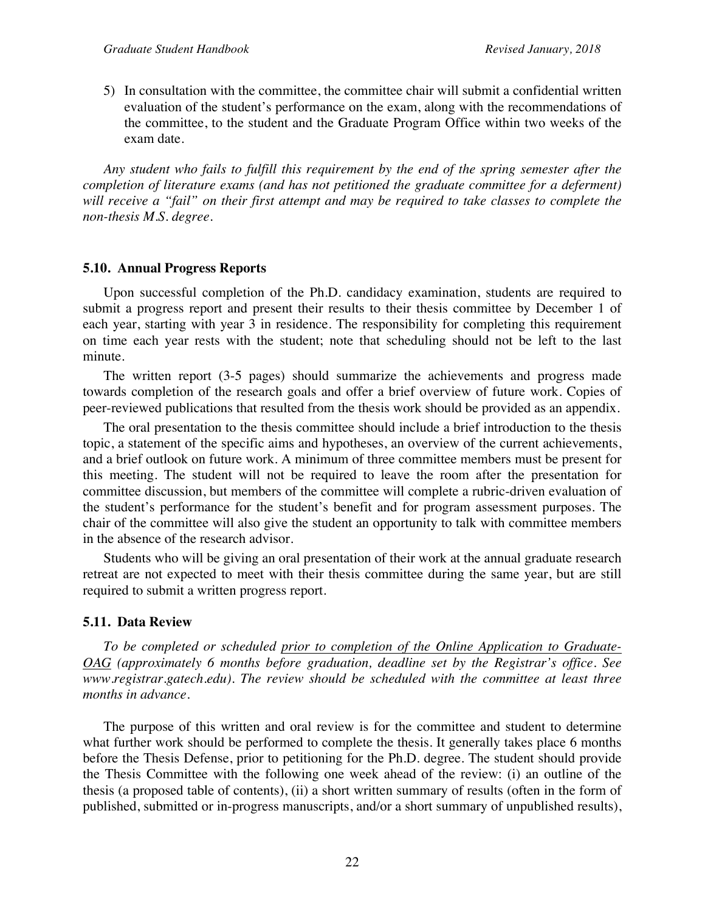5) In consultation with the committee, the committee chair will submit a confidential written evaluation of the student's performance on the exam, along with the recommendations of the committee, to the student and the Graduate Program Office within two weeks of the exam date.

*Any student who fails to fulfill this requirement by the end of the spring semester after the completion of literature exams (and has not petitioned the graduate committee for a deferment) will receive a "fail" on their first attempt and may be required to take classes to complete the non-thesis M.S. degree.*

### 5.10. Annual Progress Reports

Upon successful completion of the Ph.D. candidacy examination, students are required to submit a progress report and present their results to their thesis committee by December 1 of each year, starting with year 3 in residence. The responsibility for completing this requirement on time each year rests with the student; note that scheduling should not be left to the last minute.

The written report (3-5 pages) should summarize the achievements and progress made towards completion of the research goals and offer a brief overview of future work. Copies of peer-reviewed publications that resulted from the thesis work should be provided as an appendix.

The oral presentation to the thesis committee should include a brief introduction to the thesis topic, a statement of the specific aims and hypotheses, an overview of the current achievements, and a brief outlook on future work. A minimum of three committee members must be present for this meeting. The student will not be required to leave the room after the presentation for committee discussion, but members of the committee will complete a rubric-driven evaluation of the student's performance for the student's benefit and for program assessment purposes. The chair of the committee will also give the student an opportunity to talk with committee members in the absence of the research advisor.

Students who will be giving an oral presentation of their work at the annual graduate research retreat are not expected to meet with their thesis committee during the same year, but are still required to submit a written progress report.

### 5.11. Data Review

*To be completed or scheduled prior to completion of the Online Application to Graduate-OAG (approximately 6 months before graduation, deadline set by the Registrar's office. See www.registrar.gatech.edu). The review should be scheduled with the committee at least three months in advance.*

The purpose of this written and oral review is for the committee and student to determine what further work should be performed to complete the thesis. It generally takes place 6 months before the Thesis Defense, prior to petitioning for the Ph.D. degree. The student should provide the Thesis Committee with the following one week ahead of the review: (i) an outline of the thesis (a proposed table of contents), (ii) a short written summary of results (often in the form of published, submitted or in-progress manuscripts, and/or a short summary of unpublished results),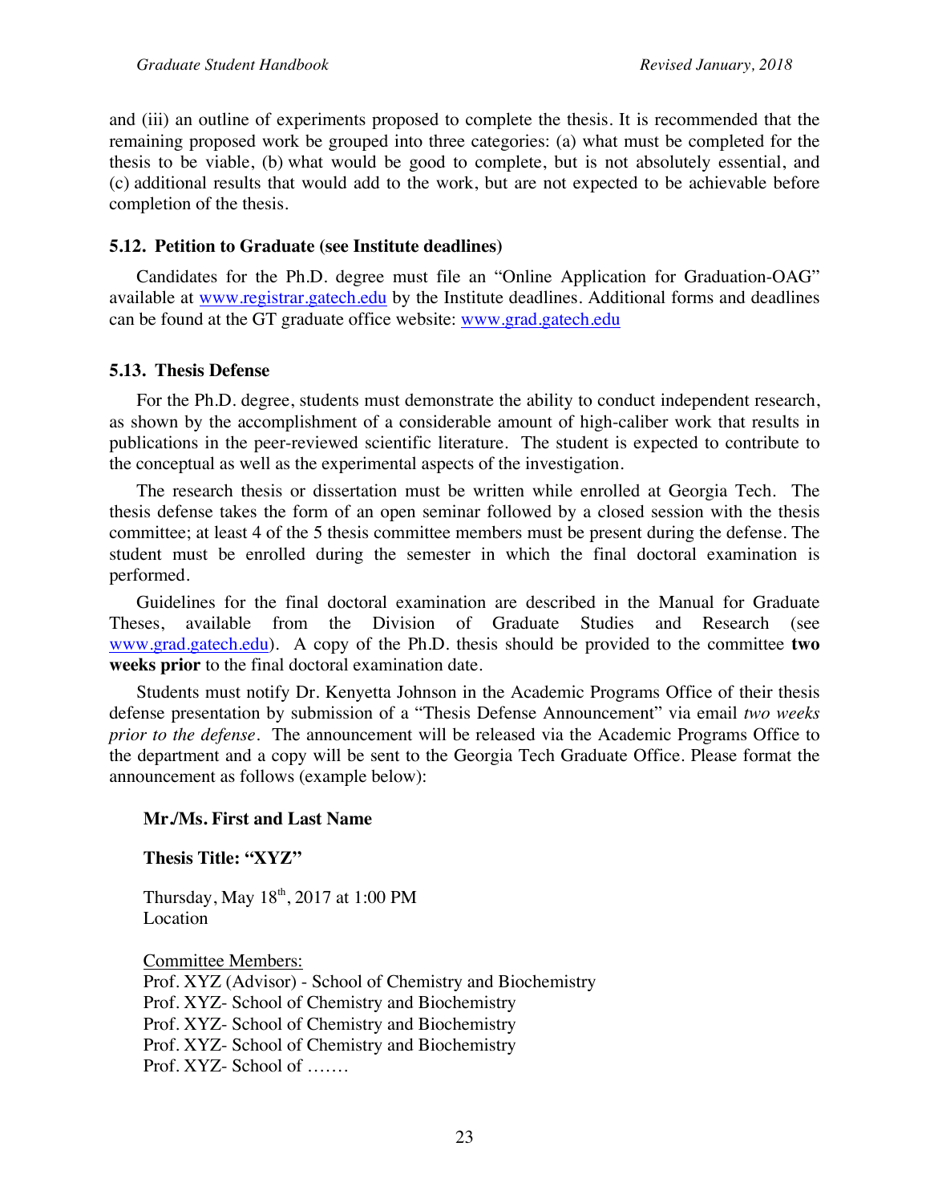and (iii) an outline of experiments proposed to complete the thesis. It is recommended that the remaining proposed work be grouped into three categories: (a) what must be completed for the thesis to be viable, (b) what would be good to complete, but is not absolutely essential, and (c) additional results that would add to the work, but are not expected to be achievable before completion of the thesis.

### 5.12. Petition to Graduate (see Institute deadlines)

Candidates for the Ph.D. degree must file an "Online Application for Graduation-OAG" available at [www.registrar.gatech.edu](www.registrar.gatech.edu) by the Institute deadlines. Additional forms and deadlines can be found at the GT graduate office website: [www.grad.gatech.edu](www.grad.gatech.edu)

### 5.13. Thesis Defense

For the Ph.D. degree, students must demonstrate the ability to conduct independent research, as shown by the accomplishment of a considerable amount of high-caliber work that results in publications in the peer-reviewed scientific literature. The student is expected to contribute to the conceptual as well as the experimental aspects of the investigation.

The research thesis or dissertation must be written while enrolled at Georgia Tech. The thesis defense takes the form of an open seminar followed by a closed session with the thesis committee; at least 4 of the 5 thesis committee members must be present during the defense. The student must be enrolled during the semester in which the final doctoral examination is performed.

Guidelines for the final doctoral examination are described in the Manual for Graduate Theses, available from the Division of Graduate Studies and Research (see [www.grad.gatech.edu](www.grad.gatech.edu)). A copy of the Ph.D. thesis should be provided to the committee **two weeks prior** to the final doctoral examination date.

Students must notify Dr. Kenyetta Johnson in the Academic Programs Office of their thesis defense presentation by submission of a "Thesis Defense Announcement" via email *two weeks prior to the defense*. The announcement will be released via the Academic Programs Office to the department and a copy will be sent to the Georgia Tech Graduate Office. Please format the announcement as follows (example below):

**Mr./Ms. First and Last Name**

**Thesis Title: "XYZ"**

Thursday, May 18th, 2017 at 1:00 PM
Location

Committee Members:
Prof. XYZ (Advisor) - School of Chemistry and Biochemistry
Prof. XYZ- School of Chemistry and Biochemistry
Prof. XYZ- School of Chemistry and Biochemistry
Prof. XYZ- School of Chemistry and Biochemistry
Prof. XYZ- School of …….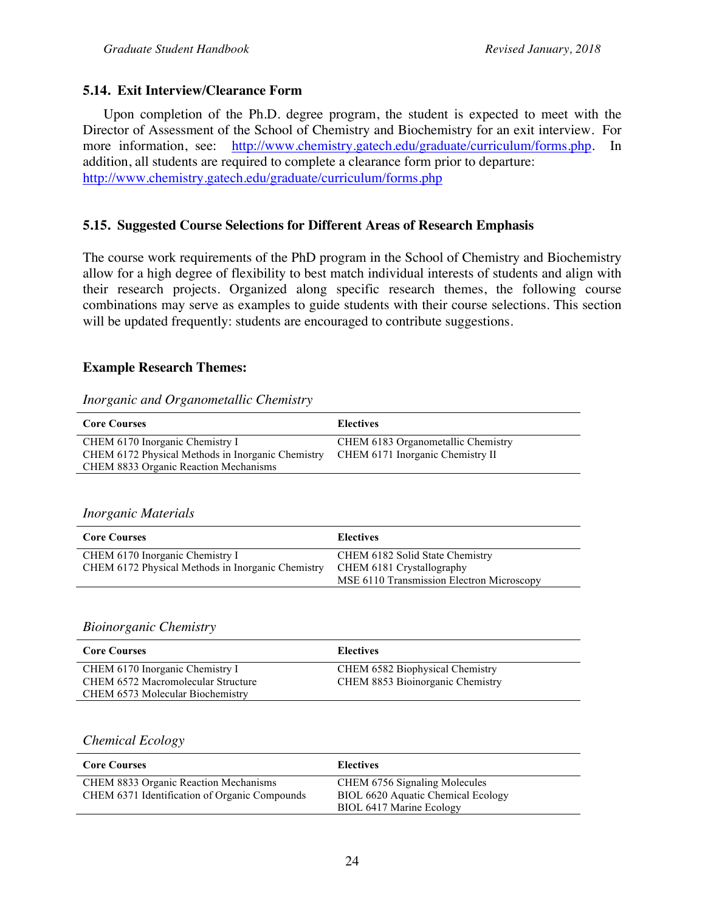### 5.14. Exit Interview/Clearance Form

Upon completion of the Ph.D. degree program, the student is expected to meet with the Director of Assessment of the School of Chemistry and Biochemistry for an exit interview. For more information, see: http://www.chemistry.gatech.edu/graduate/curriculum/forms.php. In addition, all students are required to complete a clearance form prior to departure: http://www.chemistry.gatech.edu/graduate/curriculum/forms.php

### 5.15. Suggested Course Selections for Different Areas of Research Emphasis

The course work requirements of the PhD program in the School of Chemistry and Biochemistry allow for a high degree of flexibility to best match individual interests of students and align with their research projects. Organized along specific research themes, the following course combinations may serve as examples to guide students with their course selections. This section will be updated frequently: students are encouraged to contribute suggestions.

**Example Research Themes:**

*Inorganic and Organometallic Chemistry*

| Core Courses | Electives |
|---|---|
| CHEM 6170 Inorganic Chemistry I | CHEM 6183 Organometallic Chemistry |
| CHEM 6172 Physical Methods in Inorganic Chemistry | CHEM 6171 Inorganic Chemistry II |
| CHEM 8833 Organic Reaction Mechanisms | |

*Inorganic Materials*

| Core Courses | Electives |
|---|---|
| CHEM 6170 Inorganic Chemistry I | CHEM 6182 Solid State Chemistry |
| CHEM 6172 Physical Methods in Inorganic Chemistry | CHEM 6181 Crystallography |
| | MSE 6110 Transmission Electron Microscopy |

*Bioinorganic Chemistry*

| Core Courses | Electives |
|---|---|
| CHEM 6170 Inorganic Chemistry I | CHEM 6582 Biophysical Chemistry |
| CHEM 6572 Macromolecular Structure | CHEM 8853 Bioinorganic Chemistry |
| CHEM 6573 Molecular Biochemistry | |

*Chemical Ecology*

| Core Courses | Electives |
|---|---|
| CHEM 8833 Organic Reaction Mechanisms | CHEM 6756 Signaling Molecules |
| CHEM 6371 Identification of Organic Compounds | BIOL 6620 Aquatic Chemical Ecology |
| | BIOL 6417 Marine Ecology |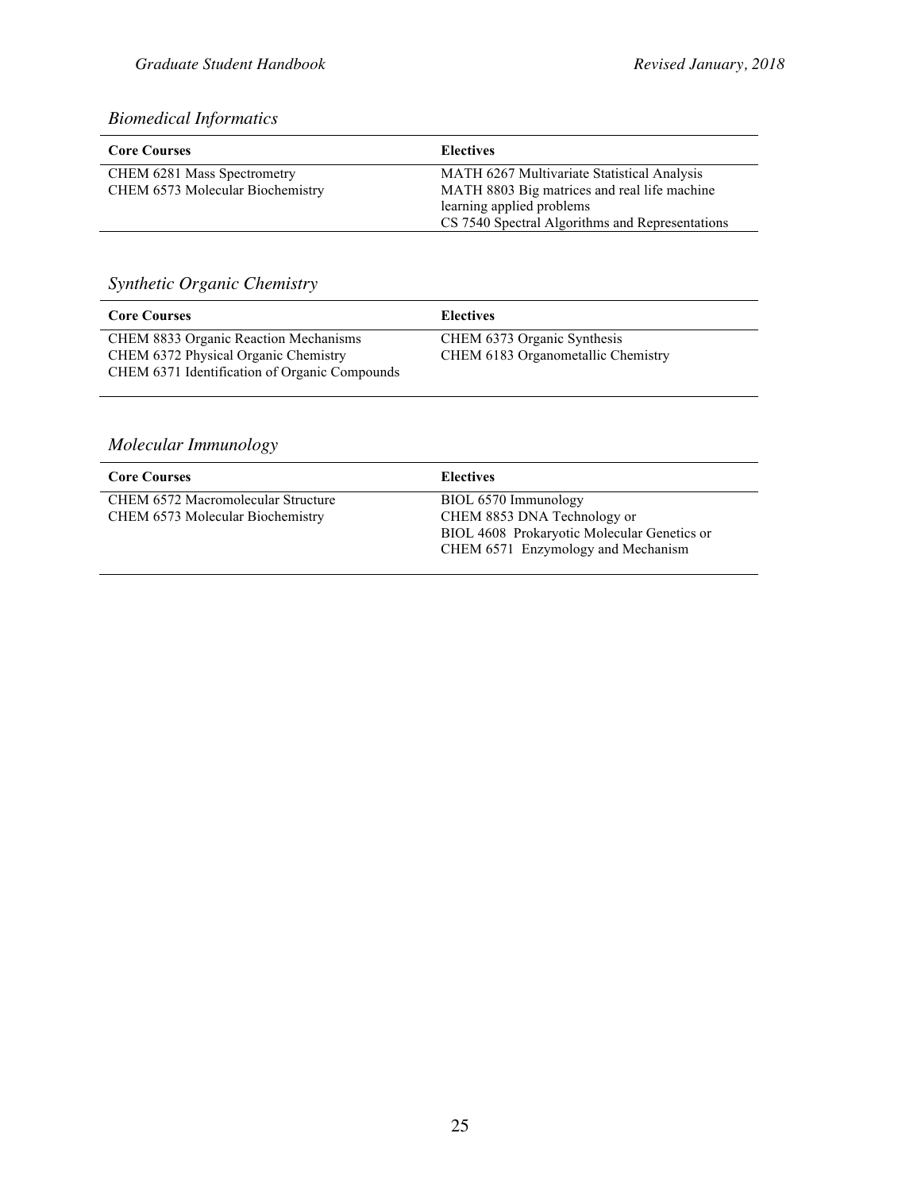*Biomedical Informatics*

| Core Courses | Electives |
| --- | --- |
| CHEM 6281 Mass Spectrometry | MATH 6267 Multivariate Statistical Analysis |
| CHEM 6573 Molecular Biochemistry | MATH 8803 Big matrices and real life machine learning applied problems |
| | CS 7540 Spectral Algorithms and Representations |

*Synthetic Organic Chemistry*

| Core Courses | Electives |
| --- | --- |
| CHEM 8833 Organic Reaction Mechanisms | CHEM 6373 Organic Synthesis |
| CHEM 6372 Physical Organic Chemistry | CHEM 6183 Organometallic Chemistry |
| CHEM 6371 Identification of Organic Compounds | |

*Molecular Immunology*

| Core Courses | Electives |
| --- | --- |
| CHEM 6572 Macromolecular Structure | BIOL 6570 Immunology |
| CHEM 6573 Molecular Biochemistry | CHEM 8853 DNA Technology or |
| | BIOL 4608 Prokaryotic Molecular Genetics or |
| | CHEM 6571 Enzymology and Mechanism |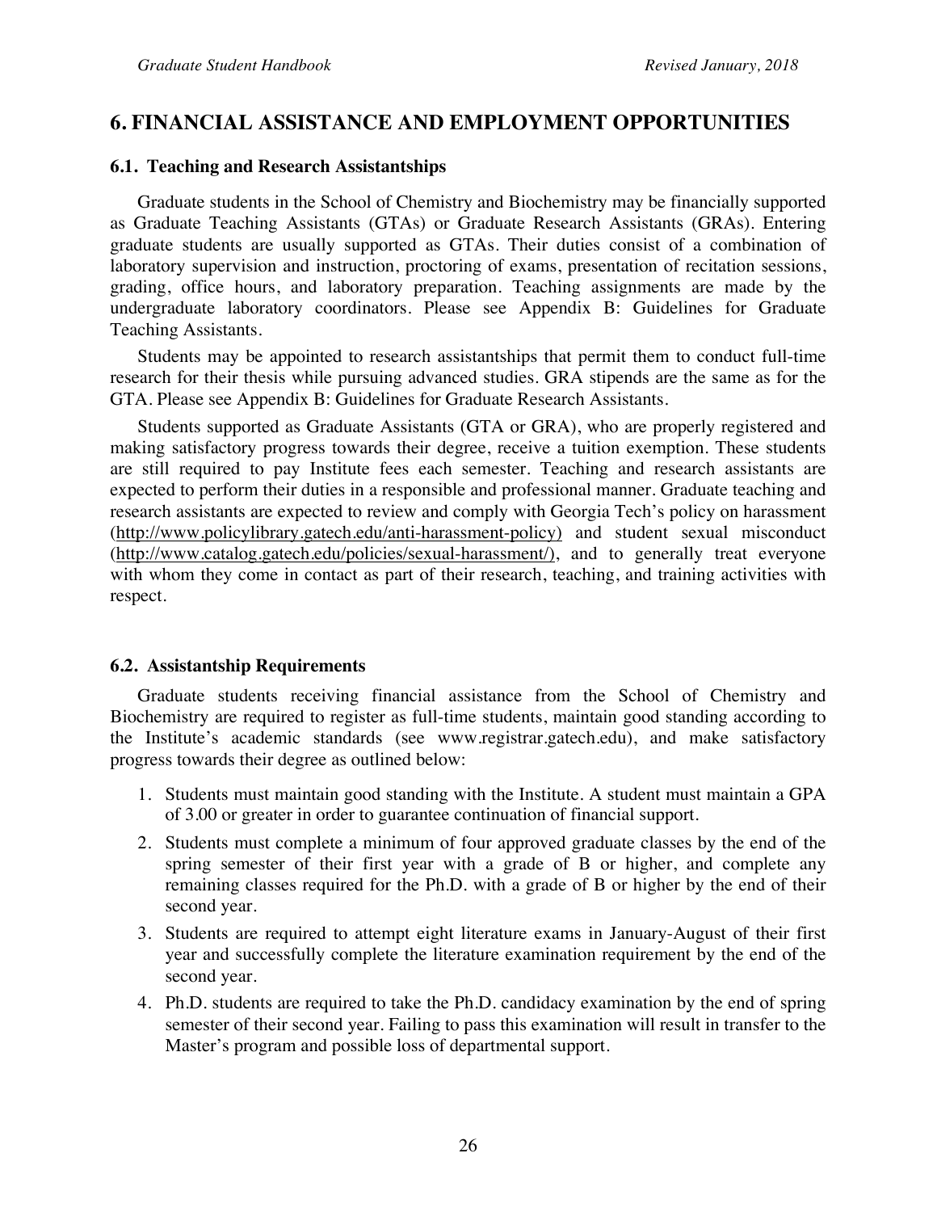# 6. FINANCIAL ASSISTANCE AND EMPLOYMENT OPPORTUNITIES

## 6.1. Teaching and Research Assistantships

Graduate students in the School of Chemistry and Biochemistry may be financially supported as Graduate Teaching Assistants (GTAs) or Graduate Research Assistants (GRAs). Entering graduate students are usually supported as GTAs. Their duties consist of a combination of laboratory supervision and instruction, proctoring of exams, presentation of recitation sessions, grading, office hours, and laboratory preparation. Teaching assignments are made by the undergraduate laboratory coordinators. Please see Appendix B: Guidelines for Graduate Teaching Assistants.

Students may be appointed to research assistantships that permit them to conduct full-time research for their thesis while pursuing advanced studies. GRA stipends are the same as for the GTA. Please see Appendix B: Guidelines for Graduate Research Assistants.

Students supported as Graduate Assistants (GTA or GRA), who are properly registered and making satisfactory progress towards their degree, receive a tuition exemption. These students are still required to pay Institute fees each semester. Teaching and research assistants are expected to perform their duties in a responsible and professional manner. Graduate teaching and research assistants are expected to review and comply with Georgia Tech's policy on harassment (http://www.policylibrary.gatech.edu/anti-harassment-policy) and student sexual misconduct (http://www.catalog.gatech.edu/policies/sexual-harassment/), and to generally treat everyone with whom they come in contact as part of their research, teaching, and training activities with respect.

## 6.2. Assistantship Requirements

Graduate students receiving financial assistance from the School of Chemistry and Biochemistry are required to register as full-time students, maintain good standing according to the Institute's academic standards (see www.registrar.gatech.edu), and make satisfactory progress towards their degree as outlined below:

1. Students must maintain good standing with the Institute. A student must maintain a GPA of 3.00 or greater in order to guarantee continuation of financial support.
2. Students must complete a minimum of four approved graduate classes by the end of the spring semester of their first year with a grade of B or higher, and complete any remaining classes required for the Ph.D. with a grade of B or higher by the end of their second year.
3. Students are required to attempt eight literature exams in January-August of their first year and successfully complete the literature examination requirement by the end of the second year.
4. Ph.D. students are required to take the Ph.D. candidacy examination by the end of spring semester of their second year. Failing to pass this examination will result in transfer to the Master's program and possible loss of departmental support.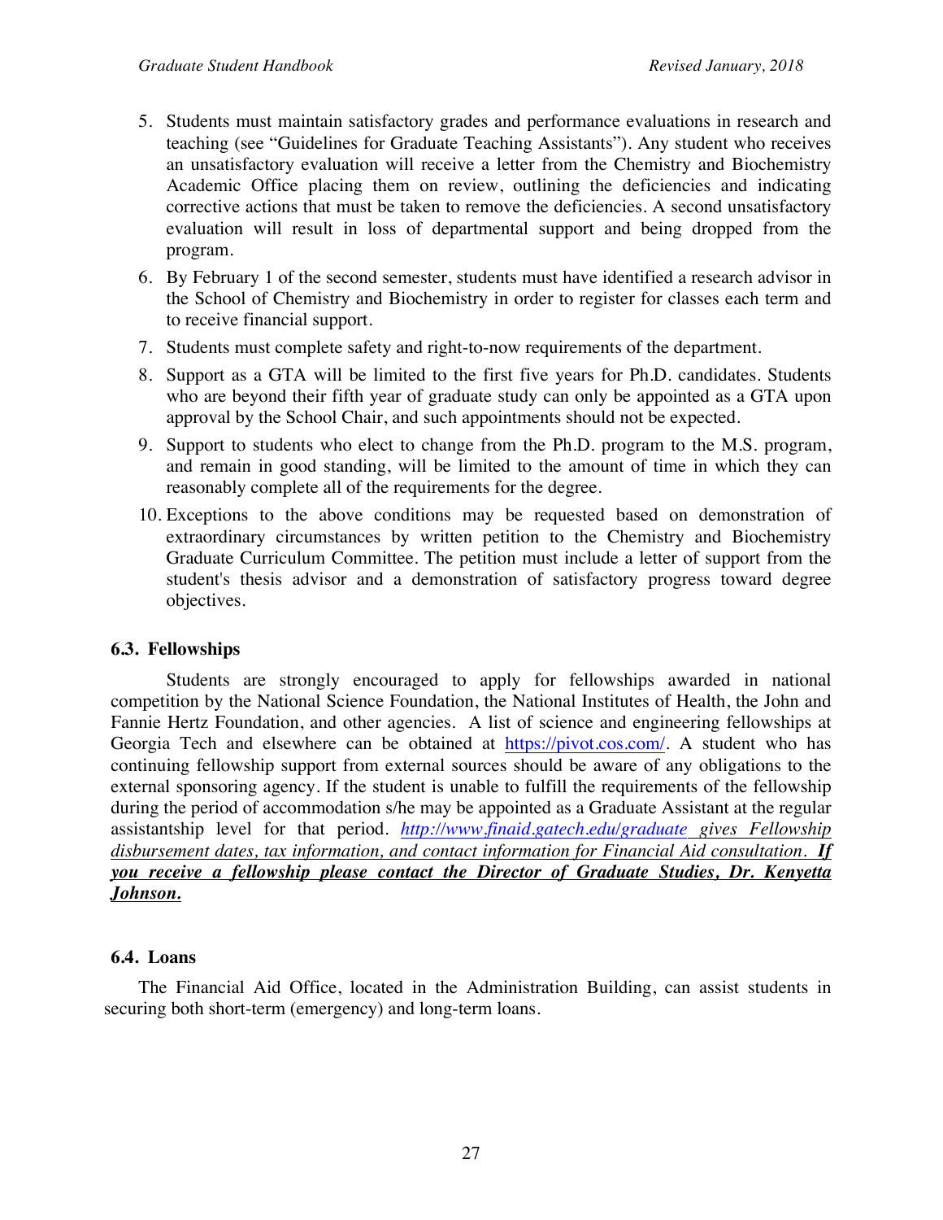5. Students must maintain satisfactory grades and performance evaluations in research and teaching (see "Guidelines for Graduate Teaching Assistants"). Any student who receives an unsatisfactory evaluation will receive a letter from the Chemistry and Biochemistry Academic Office placing them on review, outlining the deficiencies and indicating corrective actions that must be taken to remove the deficiencies. A second unsatisfactory evaluation will result in loss of departmental support and being dropped from the program.
6. By February 1 of the second semester, students must have identified a research advisor in the School of Chemistry and Biochemistry in order to register for classes each term and to receive financial support.
7. Students must complete safety and right-to-now requirements of the department.
8. Support as a GTA will be limited to the first five years for Ph.D. candidates. Students who are beyond their fifth year of graduate study can only be appointed as a GTA upon approval by the School Chair, and such appointments should not be expected.
9. Support to students who elect to change from the Ph.D. program to the M.S. program, and remain in good standing, will be limited to the amount of time in which they can reasonably complete all of the requirements for the degree.
10. Exceptions to the above conditions may be requested based on demonstration of extraordinary circumstances by written petition to the Chemistry and Biochemistry Graduate Curriculum Committee. The petition must include a letter of support from the student's thesis advisor and a demonstration of satisfactory progress toward degree objectives.

### 6.3. Fellowships

Students are strongly encouraged to apply for fellowships awarded in national competition by the National Science Foundation, the National Institutes of Health, the John and Fannie Hertz Foundation, and other agencies. A list of science and engineering fellowships at Georgia Tech and elsewhere can be obtained at https://pivot.cos.com/. A student who has continuing fellowship support from external sources should be aware of any obligations to the external sponsoring agency. If the student is unable to fulfill the requirements of the fellowship during the period of accommodation s/he may be appointed as a Graduate Assistant at the regular assistantship level for that period. *http://www.finaid.gatech.edu/graduate gives Fellowship disbursement dates, tax information, and contact information for Financial Aid consultation.* ***If you receive a fellowship please contact the Director of Graduate Studies, Dr. Kenyetta Johnson.***

### 6.4. Loans

The Financial Aid Office, located in the Administration Building, can assist students in securing both short-term (emergency) and long-term loans.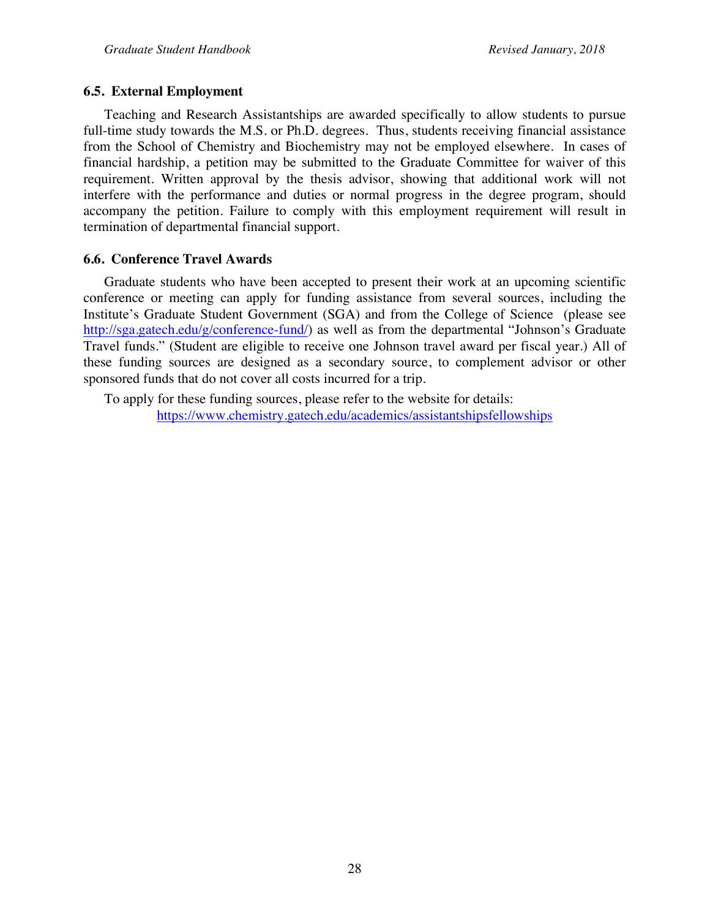### 6.5. External Employment

Teaching and Research Assistantships are awarded specifically to allow students to pursue full-time study towards the M.S. or Ph.D. degrees. Thus, students receiving financial assistance from the School of Chemistry and Biochemistry may not be employed elsewhere. In cases of financial hardship, a petition may be submitted to the Graduate Committee for waiver of this requirement. Written approval by the thesis advisor, showing that additional work will not interfere with the performance and duties or normal progress in the degree program, should accompany the petition. Failure to comply with this employment requirement will result in termination of departmental financial support.

### 6.6. Conference Travel Awards

Graduate students who have been accepted to present their work at an upcoming scientific conference or meeting can apply for funding assistance from several sources, including the Institute's Graduate Student Government (SGA) and from the College of Science (please see http://sga.gatech.edu/g/conference-fund/) as well as from the departmental "Johnson's Graduate Travel funds." (Student are eligible to receive one Johnson travel award per fiscal year.) All of these funding sources are designed as a secondary source, to complement advisor or other sponsored funds that do not cover all costs incurred for a trip.

To apply for these funding sources, please refer to the website for details:
https://www.chemistry.gatech.edu/academics/assistantshipsfellowships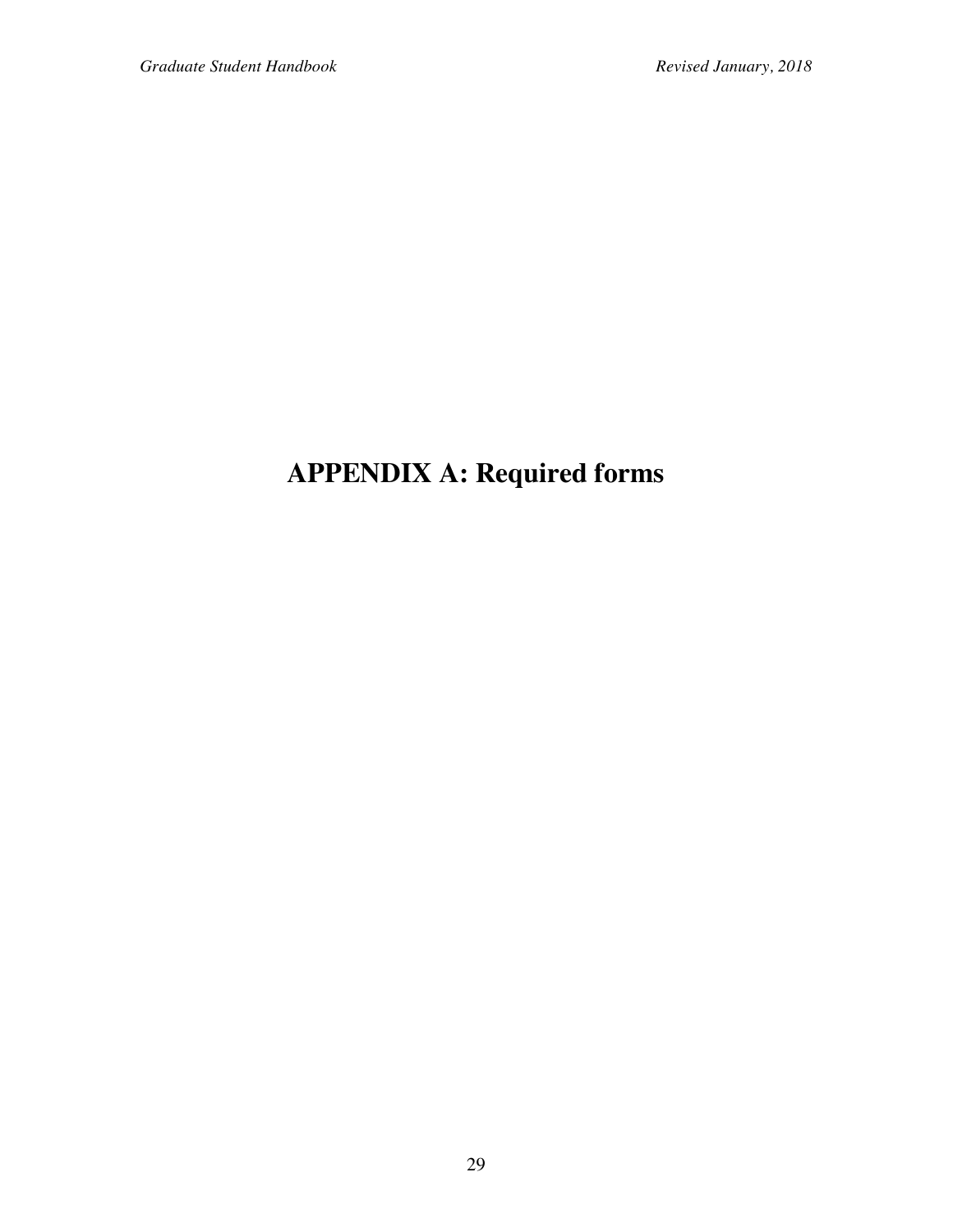# APPENDIX A: Required forms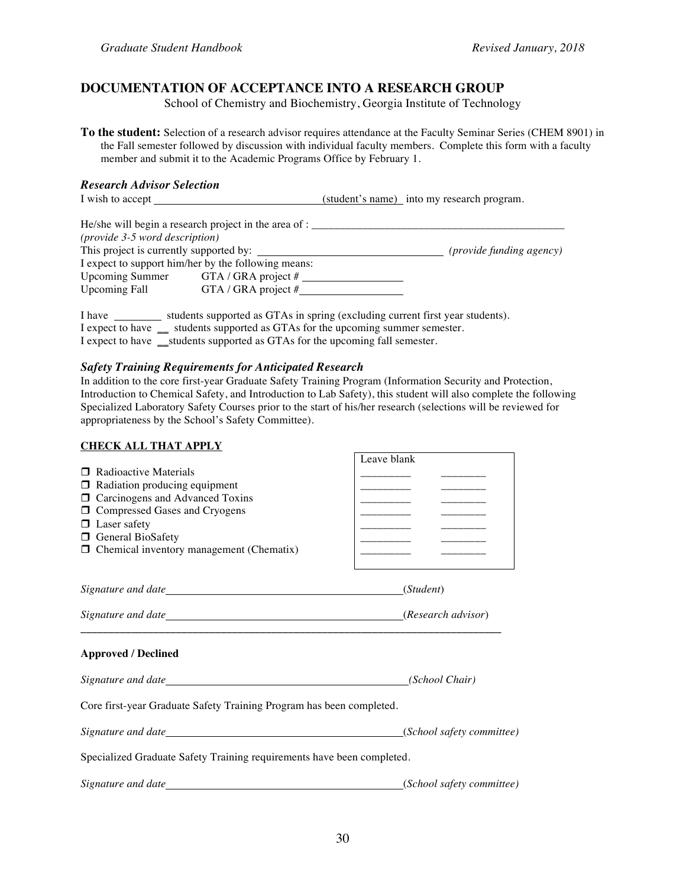## DOCUMENTATION OF ACCEPTANCE INTO A RESEARCH GROUP

School of Chemistry and Biochemistry, Georgia Institute of Technology

**To the student:** Selection of a research advisor requires attendance at the Faculty Seminar Series (CHEM 8901) in the Fall semester followed by discussion with individual faculty members. Complete this form with a faculty member and submit it to the Academic Programs Office by February 1.

### *Research Advisor Selection*

I wish to accept ______________________________ (student's name) into my research program.

He/she will begin a research project in the area of : ______________________________________________
*(provide 3-5 word description)*

This project is currently supported by: ________________________________ *(provide funding agency)*

I expect to support him/her by the following means:

Upcoming Summer GTA / GRA project # __________________

Upcoming Fall GTA / GRA project # __________________

I have ________ students supported as GTAs in spring (excluding current first year students).

I expect to have __ students supported as GTAs for the upcoming summer semester.

I expect to have __students supported as GTAs for the upcoming fall semester.

### *Safety Training Requirements for Anticipated Research*

In addition to the core first-year Graduate Safety Training Program (Information Security and Protection, Introduction to Chemical Safety, and Introduction to Lab Safety), this student will also complete the following Specialized Laboratory Safety Courses prior to the start of his/her research (selections will be reviewed for appropriateness by the School's Safety Committee).

**CHECK ALL THAT APPLY**

- ☐ Radioactive Materials
- ☐ Radiation producing equipment
- ☐ Carcinogens and Advanced Toxins
- ☐ Compressed Gases and Cryogens
- ☐ Laser safety
- ☐ General BioSafety
- ☐ Chemical inventory management (Chematix)

| Leave blank | |
|---|---|
| _________ | ________ |
| _________ | ________ |
| _________ | ________ |
| _________ | ________ |
| _________ | ________ |
| _________ | ________ |
| _________ | ________ |

*Signature and date*__________________________________________(*Student*)

*Signature and date*__________________________________________(*Research advisor*)

---

**Approved / Declined**

*Signature and date*__________________________________________*(School Chair)*

Core first-year Graduate Safety Training Program has been completed.

*Signature and date*__________________________________________(*School safety committee)*

Specialized Graduate Safety Training requirements have been completed.

*Signature and date*__________________________________________(*School safety committee)*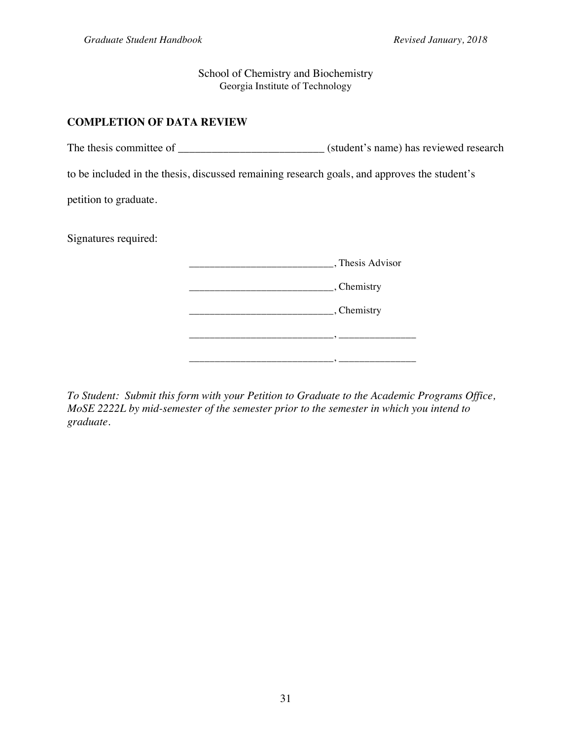School of Chemistry and Biochemistry
Georgia Institute of Technology

## COMPLETION OF DATA REVIEW

The thesis committee of __________________________ (student's name) has reviewed research to be included in the thesis, discussed remaining research goals, and approves the student's petition to graduate.

Signatures required:

___________________________, Thesis Advisor

___________________________, Chemistry

___________________________, Chemistry

___________________________, ______________

___________________________, ______________

*To Student: Submit this form with your Petition to Graduate to the Academic Programs Office, MoSE 2222L by mid-semester of the semester prior to the semester in which you intend to graduate.*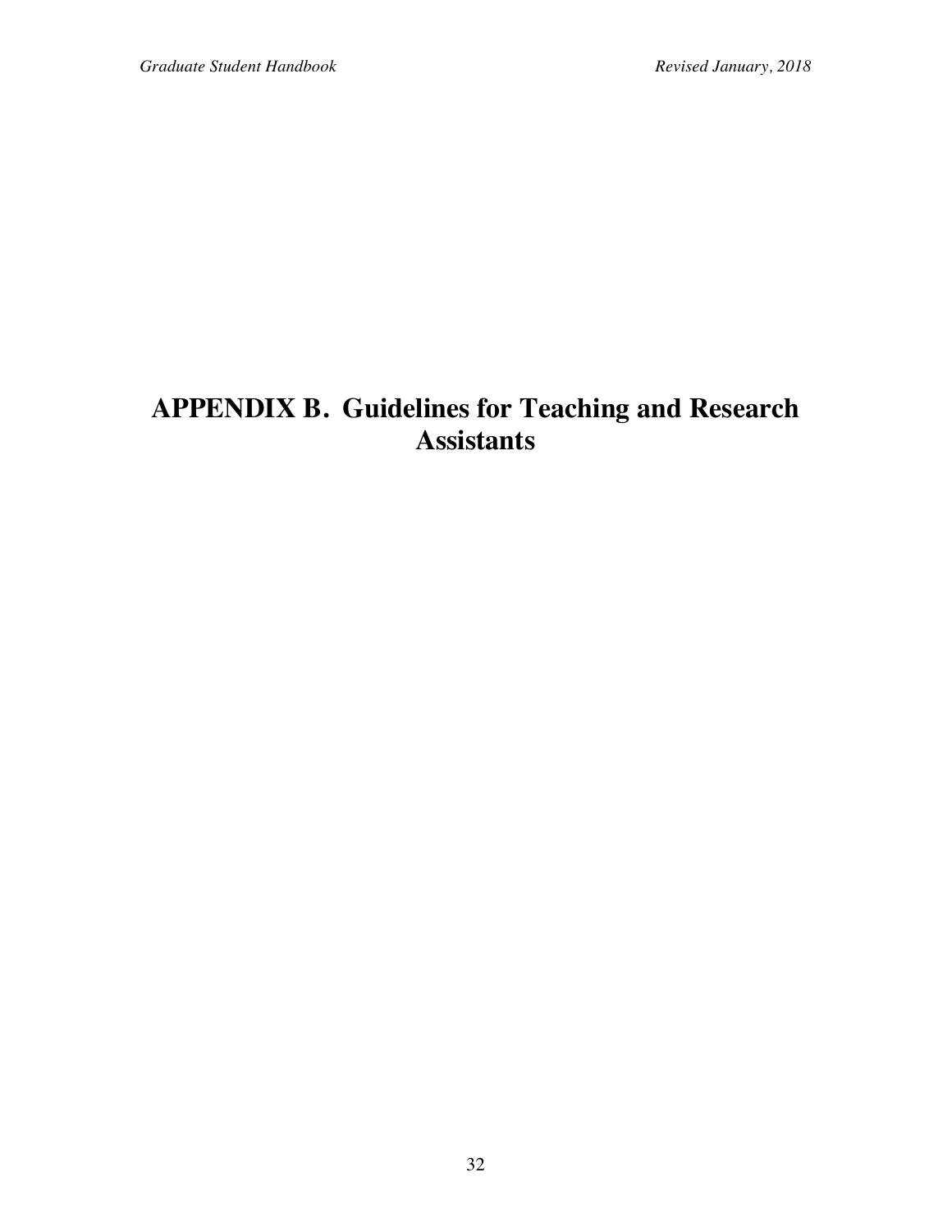# APPENDIX B. Guidelines for Teaching and Research Assistants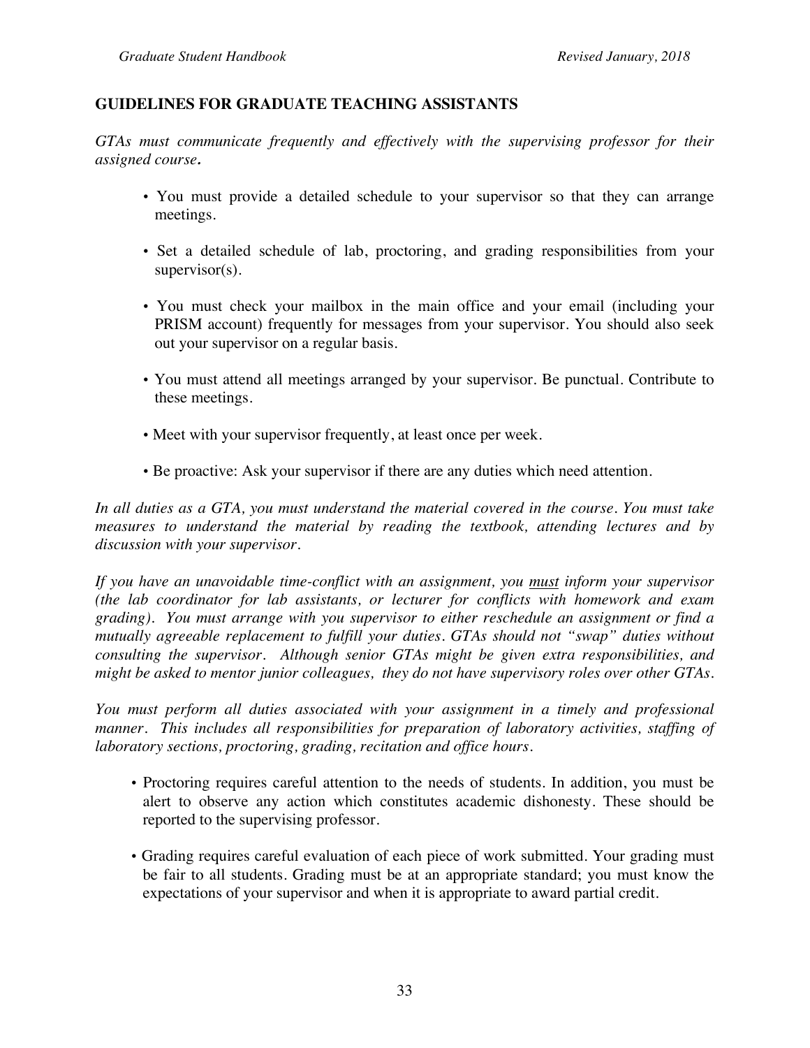## GUIDELINES FOR GRADUATE TEACHING ASSISTANTS

*GTAs must communicate frequently and effectively with the supervising professor for their assigned course.*

- You must provide a detailed schedule to your supervisor so that they can arrange meetings.
- Set a detailed schedule of lab, proctoring, and grading responsibilities from your supervisor(s).
- You must check your mailbox in the main office and your email (including your PRISM account) frequently for messages from your supervisor. You should also seek out your supervisor on a regular basis.
- You must attend all meetings arranged by your supervisor. Be punctual. Contribute to these meetings.
- Meet with your supervisor frequently, at least once per week.
- Be proactive: Ask your supervisor if there are any duties which need attention.

*In all duties as a GTA, you must understand the material covered in the course. You must take measures to understand the material by reading the textbook, attending lectures and by discussion with your supervisor.*

*If you have an unavoidable time-conflict with an assignment, you <u>must</u> inform your supervisor (the lab coordinator for lab assistants, or lecturer for conflicts with homework and exam grading). You must arrange with you supervisor to either reschedule an assignment or find a mutually agreeable replacement to fulfill your duties. GTAs should not "swap" duties without consulting the supervisor. Although senior GTAs might be given extra responsibilities, and might be asked to mentor junior colleagues, they do not have supervisory roles over other GTAs.*

*You must perform all duties associated with your assignment in a timely and professional manner. This includes all responsibilities for preparation of laboratory activities, staffing of laboratory sections, proctoring, grading, recitation and office hours.*

- Proctoring requires careful attention to the needs of students. In addition, you must be alert to observe any action which constitutes academic dishonesty. These should be reported to the supervising professor.
- Grading requires careful evaluation of each piece of work submitted. Your grading must be fair to all students. Grading must be at an appropriate standard; you must know the expectations of your supervisor and when it is appropriate to award partial credit.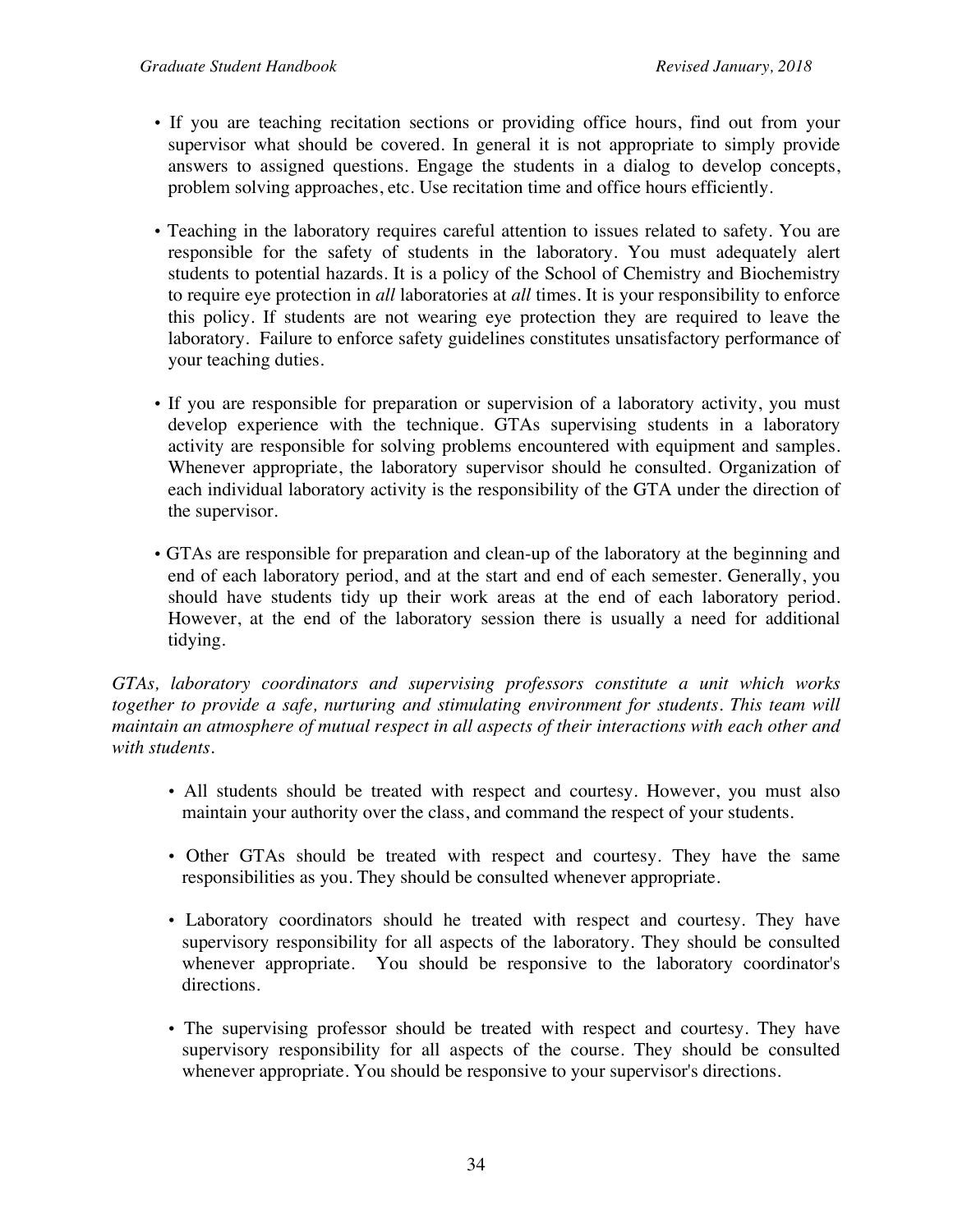- If you are teaching recitation sections or providing office hours, find out from your supervisor what should be covered. In general it is not appropriate to simply provide answers to assigned questions. Engage the students in a dialog to develop concepts, problem solving approaches, etc. Use recitation time and office hours efficiently.

- Teaching in the laboratory requires careful attention to issues related to safety. You are responsible for the safety of students in the laboratory. You must adequately alert students to potential hazards. It is a policy of the School of Chemistry and Biochemistry to require eye protection in *all* laboratories at *all* times. It is your responsibility to enforce this policy. If students are not wearing eye protection they are required to leave the laboratory. Failure to enforce safety guidelines constitutes unsatisfactory performance of your teaching duties.

- If you are responsible for preparation or supervision of a laboratory activity, you must develop experience with the technique. GTAs supervising students in a laboratory activity are responsible for solving problems encountered with equipment and samples. Whenever appropriate, the laboratory supervisor should he consulted. Organization of each individual laboratory activity is the responsibility of the GTA under the direction of the supervisor.

- GTAs are responsible for preparation and clean-up of the laboratory at the beginning and end of each laboratory period, and at the start and end of each semester. Generally, you should have students tidy up their work areas at the end of each laboratory period. However, at the end of the laboratory session there is usually a need for additional tidying.

*GTAs, laboratory coordinators and supervising professors constitute a unit which works together to provide a safe, nurturing and stimulating environment for students. This team will maintain an atmosphere of mutual respect in all aspects of their interactions with each other and with students.*

- All students should be treated with respect and courtesy. However, you must also maintain your authority over the class, and command the respect of your students.

- Other GTAs should be treated with respect and courtesy. They have the same responsibilities as you. They should be consulted whenever appropriate.

- Laboratory coordinators should he treated with respect and courtesy. They have supervisory responsibility for all aspects of the laboratory. They should be consulted whenever appropriate. You should be responsive to the laboratory coordinator's directions.

- The supervising professor should be treated with respect and courtesy. They have supervisory responsibility for all aspects of the course. They should be consulted whenever appropriate. You should be responsive to your supervisor's directions.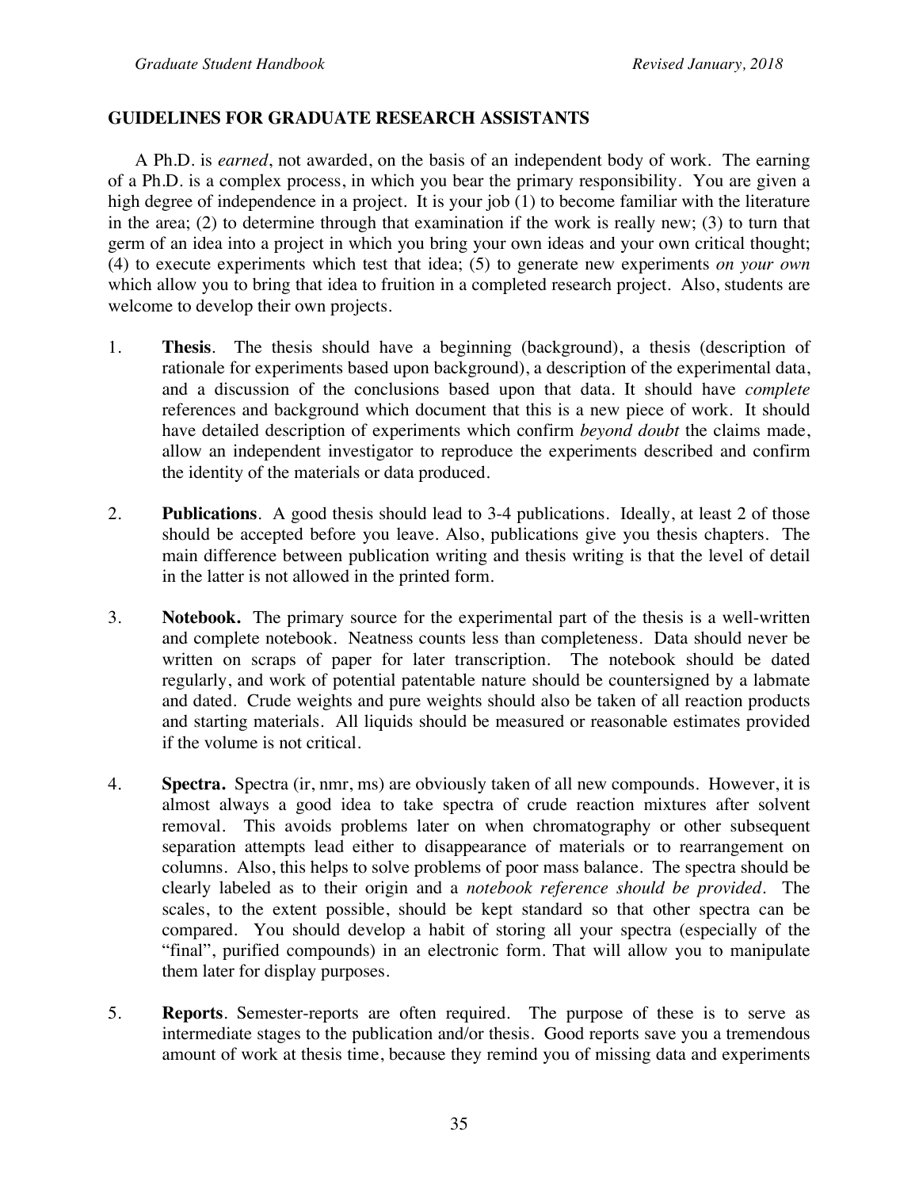## GUIDELINES FOR GRADUATE RESEARCH ASSISTANTS

A Ph.D. is *earned*, not awarded, on the basis of an independent body of work. The earning of a Ph.D. is a complex process, in which you bear the primary responsibility. You are given a high degree of independence in a project. It is your job (1) to become familiar with the literature in the area; (2) to determine through that examination if the work is really new; (3) to turn that germ of an idea into a project in which you bring your own ideas and your own critical thought; (4) to execute experiments which test that idea; (5) to generate new experiments *on your own* which allow you to bring that idea to fruition in a completed research project. Also, students are welcome to develop their own projects.

1. **Thesis**. The thesis should have a beginning (background), a thesis (description of rationale for experiments based upon background), a description of the experimental data, and a discussion of the conclusions based upon that data. It should have *complete* references and background which document that this is a new piece of work. It should have detailed description of experiments which confirm *beyond doubt* the claims made, allow an independent investigator to reproduce the experiments described and confirm the identity of the materials or data produced.

2. **Publications**. A good thesis should lead to 3-4 publications. Ideally, at least 2 of those should be accepted before you leave. Also, publications give you thesis chapters. The main difference between publication writing and thesis writing is that the level of detail in the latter is not allowed in the printed form.

3. **Notebook.** The primary source for the experimental part of the thesis is a well-written and complete notebook. Neatness counts less than completeness. Data should never be written on scraps of paper for later transcription. The notebook should be dated regularly, and work of potential patentable nature should be countersigned by a labmate and dated. Crude weights and pure weights should also be taken of all reaction products and starting materials. All liquids should be measured or reasonable estimates provided if the volume is not critical.

4. **Spectra.** Spectra (ir, nmr, ms) are obviously taken of all new compounds. However, it is almost always a good idea to take spectra of crude reaction mixtures after solvent removal. This avoids problems later on when chromatography or other subsequent separation attempts lead either to disappearance of materials or to rearrangement on columns. Also, this helps to solve problems of poor mass balance. The spectra should be clearly labeled as to their origin and a *notebook reference should be provided*. The scales, to the extent possible, should be kept standard so that other spectra can be compared. You should develop a habit of storing all your spectra (especially of the "final", purified compounds) in an electronic form. That will allow you to manipulate them later for display purposes.

5. **Reports**. Semester-reports are often required. The purpose of these is to serve as intermediate stages to the publication and/or thesis. Good reports save you a tremendous amount of work at thesis time, because they remind you of missing data and experiments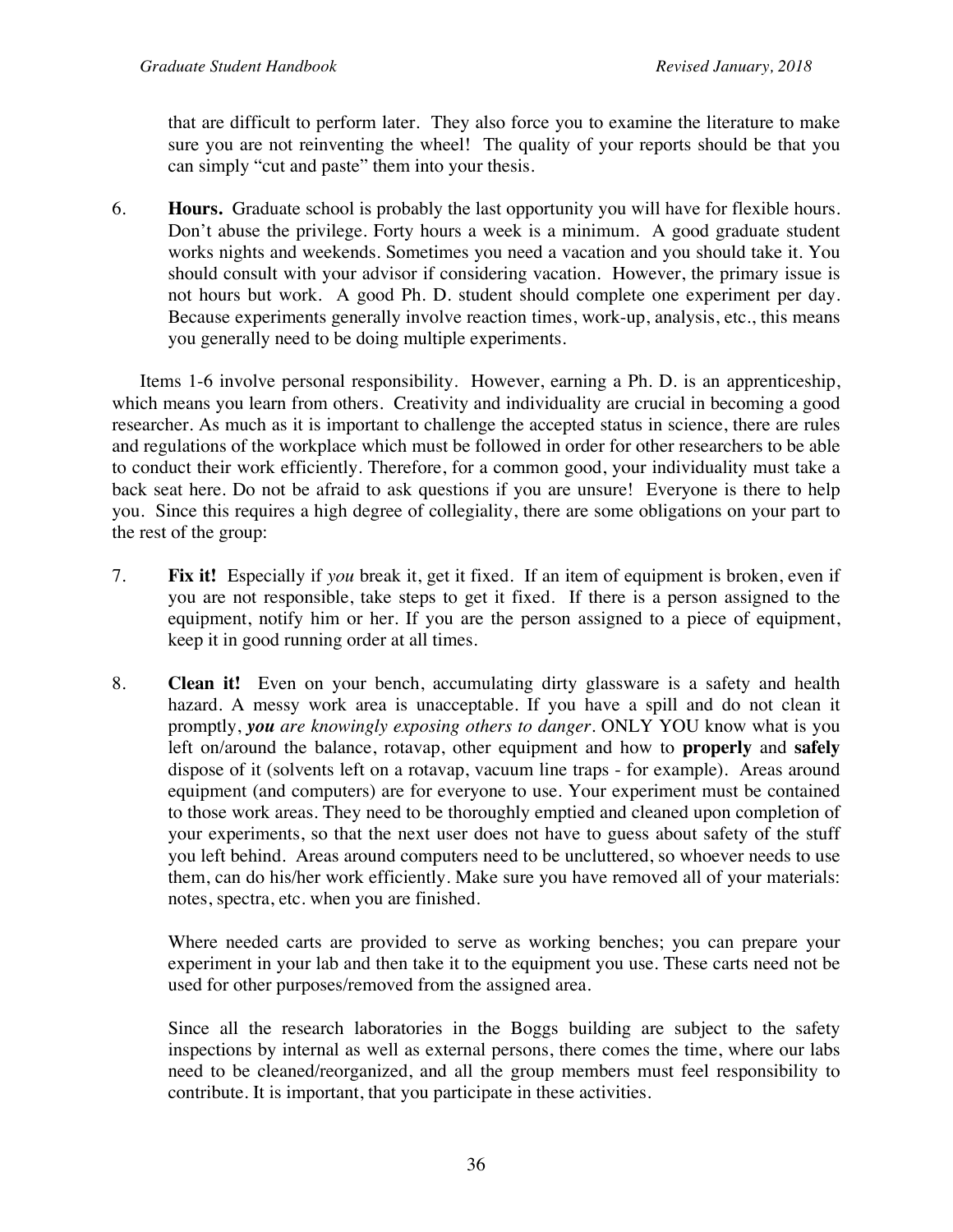that are difficult to perform later. They also force you to examine the literature to make sure you are not reinventing the wheel! The quality of your reports should be that you can simply "cut and paste" them into your thesis.

6. **Hours.** Graduate school is probably the last opportunity you will have for flexible hours. Don't abuse the privilege. Forty hours a week is a minimum. A good graduate student works nights and weekends. Sometimes you need a vacation and you should take it. You should consult with your advisor if considering vacation. However, the primary issue is not hours but work. A good Ph. D. student should complete one experiment per day. Because experiments generally involve reaction times, work-up, analysis, etc., this means you generally need to be doing multiple experiments.

Items 1-6 involve personal responsibility. However, earning a Ph. D. is an apprenticeship, which means you learn from others. Creativity and individuality are crucial in becoming a good researcher. As much as it is important to challenge the accepted status in science, there are rules and regulations of the workplace which must be followed in order for other researchers to be able to conduct their work efficiently. Therefore, for a common good, your individuality must take a back seat here. Do not be afraid to ask questions if you are unsure! Everyone is there to help you. Since this requires a high degree of collegiality, there are some obligations on your part to the rest of the group:

7. **Fix it!** Especially if *you* break it, get it fixed. If an item of equipment is broken, even if you are not responsible, take steps to get it fixed. If there is a person assigned to the equipment, notify him or her. If you are the person assigned to a piece of equipment, keep it in good running order at all times.

8. **Clean it!** Even on your bench, accumulating dirty glassware is a safety and health hazard. A messy work area is unacceptable. If you have a spill and do not clean it promptly, ***you** are knowingly exposing others to danger*. ONLY YOU know what is you left on/around the balance, rotavap, other equipment and how to **properly** and **safely** dispose of it (solvents left on a rotavap, vacuum line traps - for example). Areas around equipment (and computers) are for everyone to use. Your experiment must be contained to those work areas. They need to be thoroughly emptied and cleaned upon completion of your experiments, so that the next user does not have to guess about safety of the stuff you left behind. Areas around computers need to be uncluttered, so whoever needs to use them, can do his/her work efficiently. Make sure you have removed all of your materials: notes, spectra, etc. when you are finished.

   Where needed carts are provided to serve as working benches; you can prepare your experiment in your lab and then take it to the equipment you use. These carts need not be used for other purposes/removed from the assigned area.

   Since all the research laboratories in the Boggs building are subject to the safety inspections by internal as well as external persons, there comes the time, where our labs need to be cleaned/reorganized, and all the group members must feel responsibility to contribute. It is important, that you participate in these activities.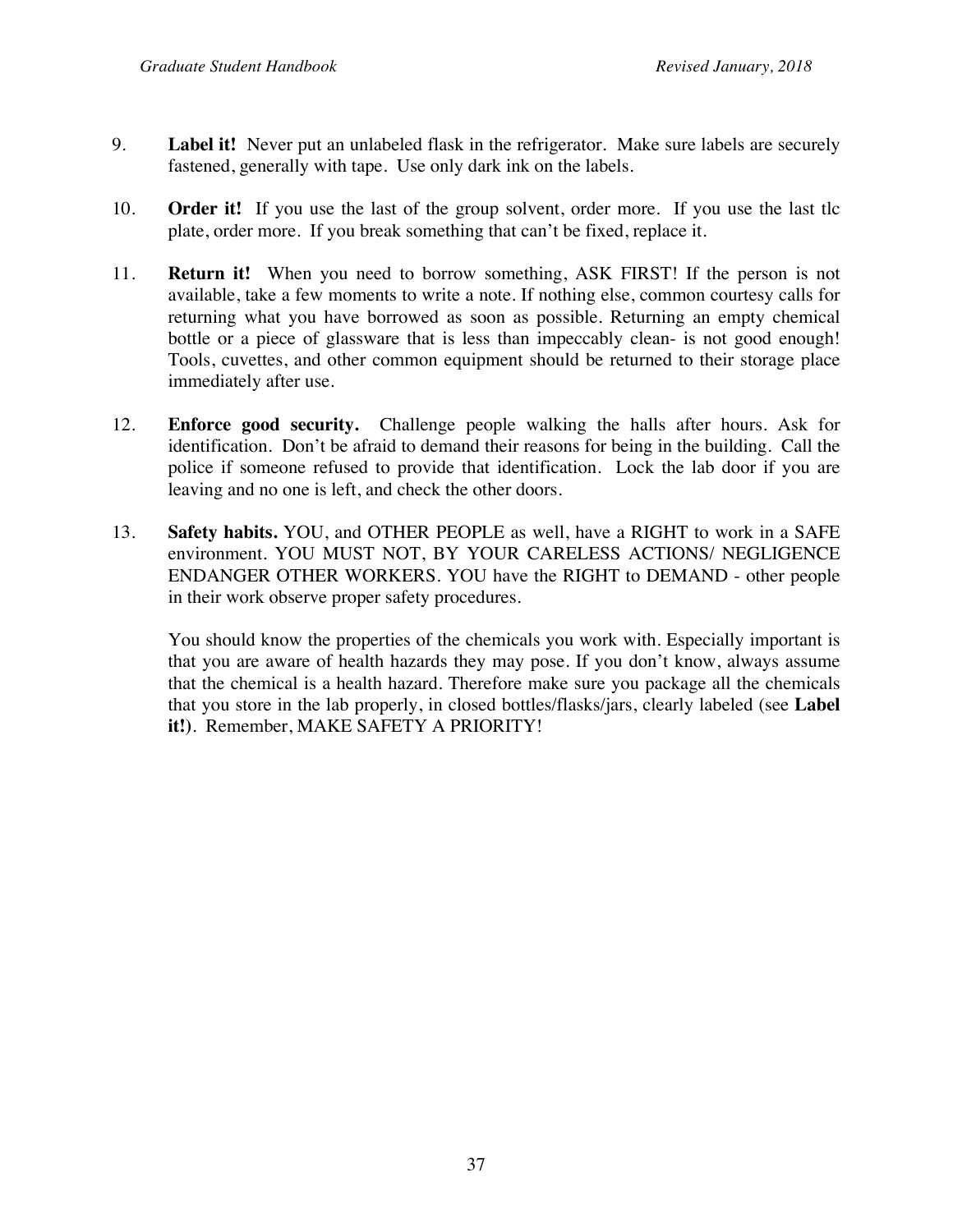9. **Label it!** Never put an unlabeled flask in the refrigerator. Make sure labels are securely fastened, generally with tape. Use only dark ink on the labels.

10. **Order it!** If you use the last of the group solvent, order more. If you use the last tlc plate, order more. If you break something that can't be fixed, replace it.

11. **Return it!** When you need to borrow something, ASK FIRST! If the person is not available, take a few moments to write a note. If nothing else, common courtesy calls for returning what you have borrowed as soon as possible. Returning an empty chemical bottle or a piece of glassware that is less than impeccably clean- is not good enough! Tools, cuvettes, and other common equipment should be returned to their storage place immediately after use.

12. **Enforce good security.** Challenge people walking the halls after hours. Ask for identification. Don't be afraid to demand their reasons for being in the building. Call the police if someone refused to provide that identification. Lock the lab door if you are leaving and no one is left, and check the other doors.

13. **Safety habits.** YOU, and OTHER PEOPLE as well, have a RIGHT to work in a SAFE environment. YOU MUST NOT, BY YOUR CARELESS ACTIONS/ NEGLIGENCE ENDANGER OTHER WORKERS. YOU have the RIGHT to DEMAND - other people in their work observe proper safety procedures.

    You should know the properties of the chemicals you work with. Especially important is that you are aware of health hazards they may pose. If you don't know, always assume that the chemical is a health hazard. Therefore make sure you package all the chemicals that you store in the lab properly, in closed bottles/flasks/jars, clearly labeled (see **Label it!**). Remember, MAKE SAFETY A PRIORITY!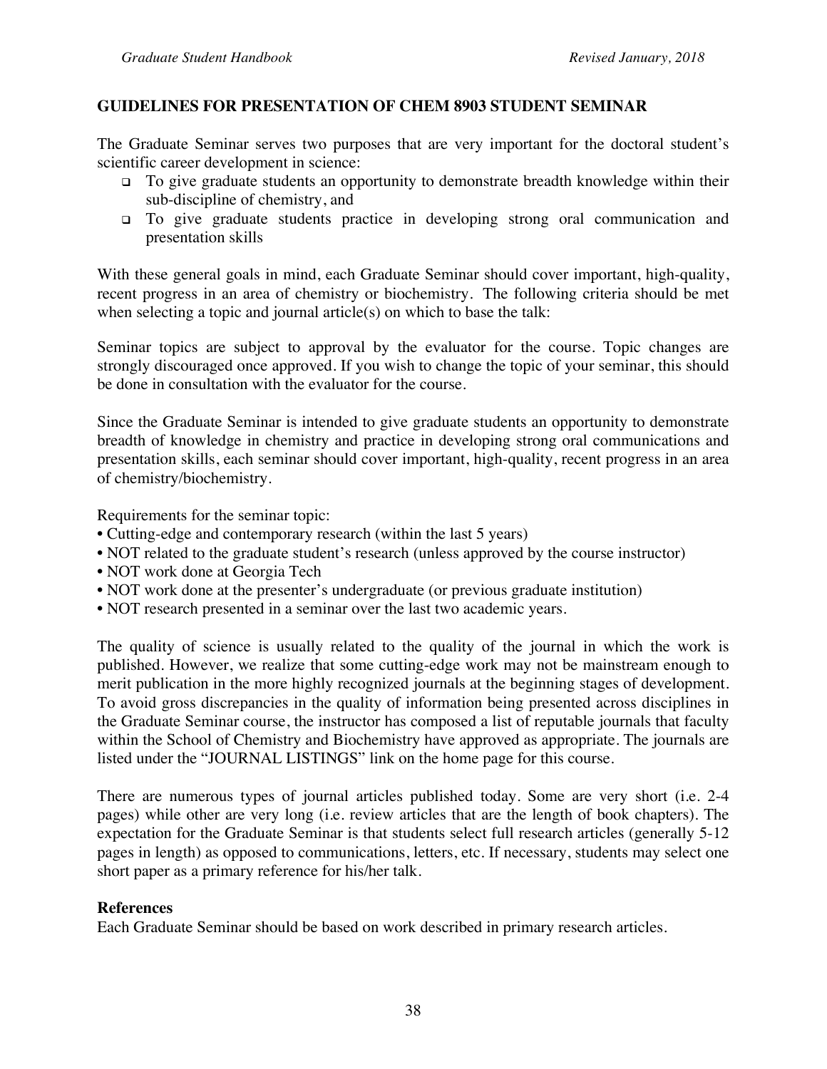## GUIDELINES FOR PRESENTATION OF CHEM 8903 STUDENT SEMINAR

The Graduate Seminar serves two purposes that are very important for the doctoral student's scientific career development in science:

- To give graduate students an opportunity to demonstrate breadth knowledge within their sub-discipline of chemistry, and
- To give graduate students practice in developing strong oral communication and presentation skills

With these general goals in mind, each Graduate Seminar should cover important, high-quality, recent progress in an area of chemistry or biochemistry. The following criteria should be met when selecting a topic and journal article(s) on which to base the talk:

Seminar topics are subject to approval by the evaluator for the course. Topic changes are strongly discouraged once approved. If you wish to change the topic of your seminar, this should be done in consultation with the evaluator for the course.

Since the Graduate Seminar is intended to give graduate students an opportunity to demonstrate breadth of knowledge in chemistry and practice in developing strong oral communications and presentation skills, each seminar should cover important, high-quality, recent progress in an area of chemistry/biochemistry.

Requirements for the seminar topic:

- Cutting-edge and contemporary research (within the last 5 years)
- NOT related to the graduate student's research (unless approved by the course instructor)
- NOT work done at Georgia Tech
- NOT work done at the presenter's undergraduate (or previous graduate institution)
- NOT research presented in a seminar over the last two academic years.

The quality of science is usually related to the quality of the journal in which the work is published. However, we realize that some cutting-edge work may not be mainstream enough to merit publication in the more highly recognized journals at the beginning stages of development. To avoid gross discrepancies in the quality of information being presented across disciplines in the Graduate Seminar course, the instructor has composed a list of reputable journals that faculty within the School of Chemistry and Biochemistry have approved as appropriate. The journals are listed under the "JOURNAL LISTINGS" link on the home page for this course.

There are numerous types of journal articles published today. Some are very short (i.e. 2-4 pages) while other are very long (i.e. review articles that are the length of book chapters). The expectation for the Graduate Seminar is that students select full research articles (generally 5-12 pages in length) as opposed to communications, letters, etc. If necessary, students may select one short paper as a primary reference for his/her talk.

### References

Each Graduate Seminar should be based on work described in primary research articles.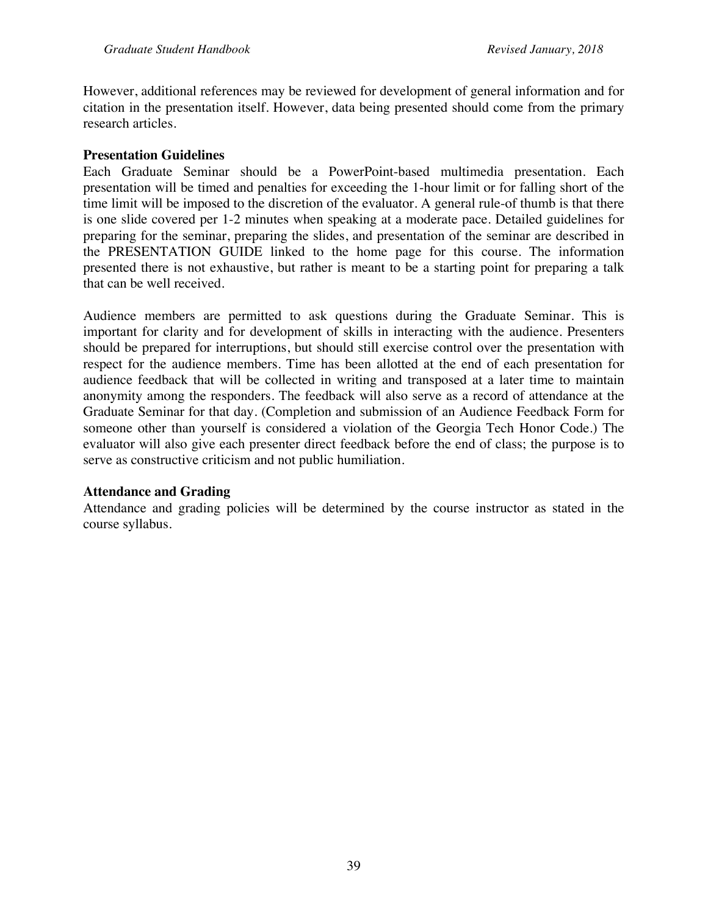However, additional references may be reviewed for development of general information and for citation in the presentation itself. However, data being presented should come from the primary research articles.

**Presentation Guidelines**

Each Graduate Seminar should be a PowerPoint-based multimedia presentation. Each presentation will be timed and penalties for exceeding the 1-hour limit or for falling short of the time limit will be imposed to the discretion of the evaluator. A general rule-of thumb is that there is one slide covered per 1-2 minutes when speaking at a moderate pace. Detailed guidelines for preparing for the seminar, preparing the slides, and presentation of the seminar are described in the PRESENTATION GUIDE linked to the home page for this course. The information presented there is not exhaustive, but rather is meant to be a starting point for preparing a talk that can be well received.

Audience members are permitted to ask questions during the Graduate Seminar. This is important for clarity and for development of skills in interacting with the audience. Presenters should be prepared for interruptions, but should still exercise control over the presentation with respect for the audience members. Time has been allotted at the end of each presentation for audience feedback that will be collected in writing and transposed at a later time to maintain anonymity among the responders. The feedback will also serve as a record of attendance at the Graduate Seminar for that day. (Completion and submission of an Audience Feedback Form for someone other than yourself is considered a violation of the Georgia Tech Honor Code.) The evaluator will also give each presenter direct feedback before the end of class; the purpose is to serve as constructive criticism and not public humiliation.

**Attendance and Grading**

Attendance and grading policies will be determined by the course instructor as stated in the course syllabus.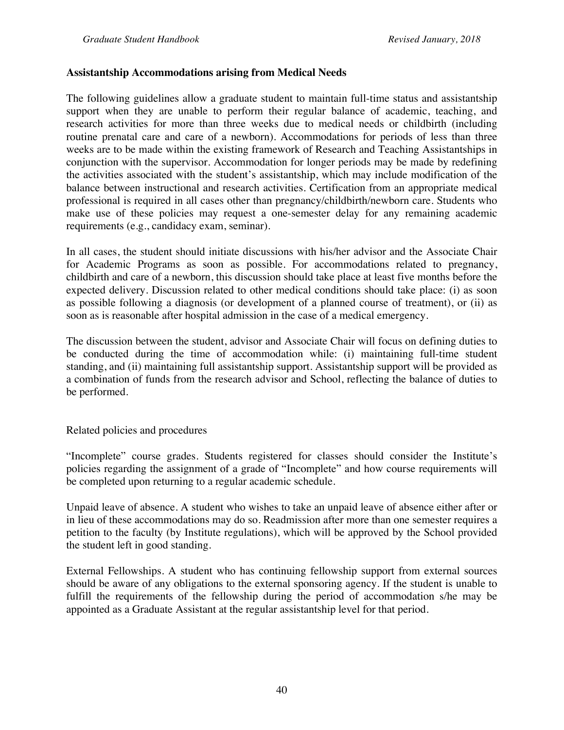**Assistantship Accommodations arising from Medical Needs**

The following guidelines allow a graduate student to maintain full-time status and assistantship support when they are unable to perform their regular balance of academic, teaching, and research activities for more than three weeks due to medical needs or childbirth (including routine prenatal care and care of a newborn). Accommodations for periods of less than three weeks are to be made within the existing framework of Research and Teaching Assistantships in conjunction with the supervisor. Accommodation for longer periods may be made by redefining the activities associated with the student's assistantship, which may include modification of the balance between instructional and research activities. Certification from an appropriate medical professional is required in all cases other than pregnancy/childbirth/newborn care. Students who make use of these policies may request a one-semester delay for any remaining academic requirements (e.g., candidacy exam, seminar).

In all cases, the student should initiate discussions with his/her advisor and the Associate Chair for Academic Programs as soon as possible. For accommodations related to pregnancy, childbirth and care of a newborn, this discussion should take place at least five months before the expected delivery. Discussion related to other medical conditions should take place: (i) as soon as possible following a diagnosis (or development of a planned course of treatment), or (ii) as soon as is reasonable after hospital admission in the case of a medical emergency.

The discussion between the student, advisor and Associate Chair will focus on defining duties to be conducted during the time of accommodation while: (i) maintaining full-time student standing, and (ii) maintaining full assistantship support. Assistantship support will be provided as a combination of funds from the research advisor and School, reflecting the balance of duties to be performed.

Related policies and procedures

"Incomplete" course grades. Students registered for classes should consider the Institute's policies regarding the assignment of a grade of "Incomplete" and how course requirements will be completed upon returning to a regular academic schedule.

Unpaid leave of absence. A student who wishes to take an unpaid leave of absence either after or in lieu of these accommodations may do so. Readmission after more than one semester requires a petition to the faculty (by Institute regulations), which will be approved by the School provided the student left in good standing.

External Fellowships. A student who has continuing fellowship support from external sources should be aware of any obligations to the external sponsoring agency. If the student is unable to fulfill the requirements of the fellowship during the period of accommodation s/he may be appointed as a Graduate Assistant at the regular assistantship level for that period.